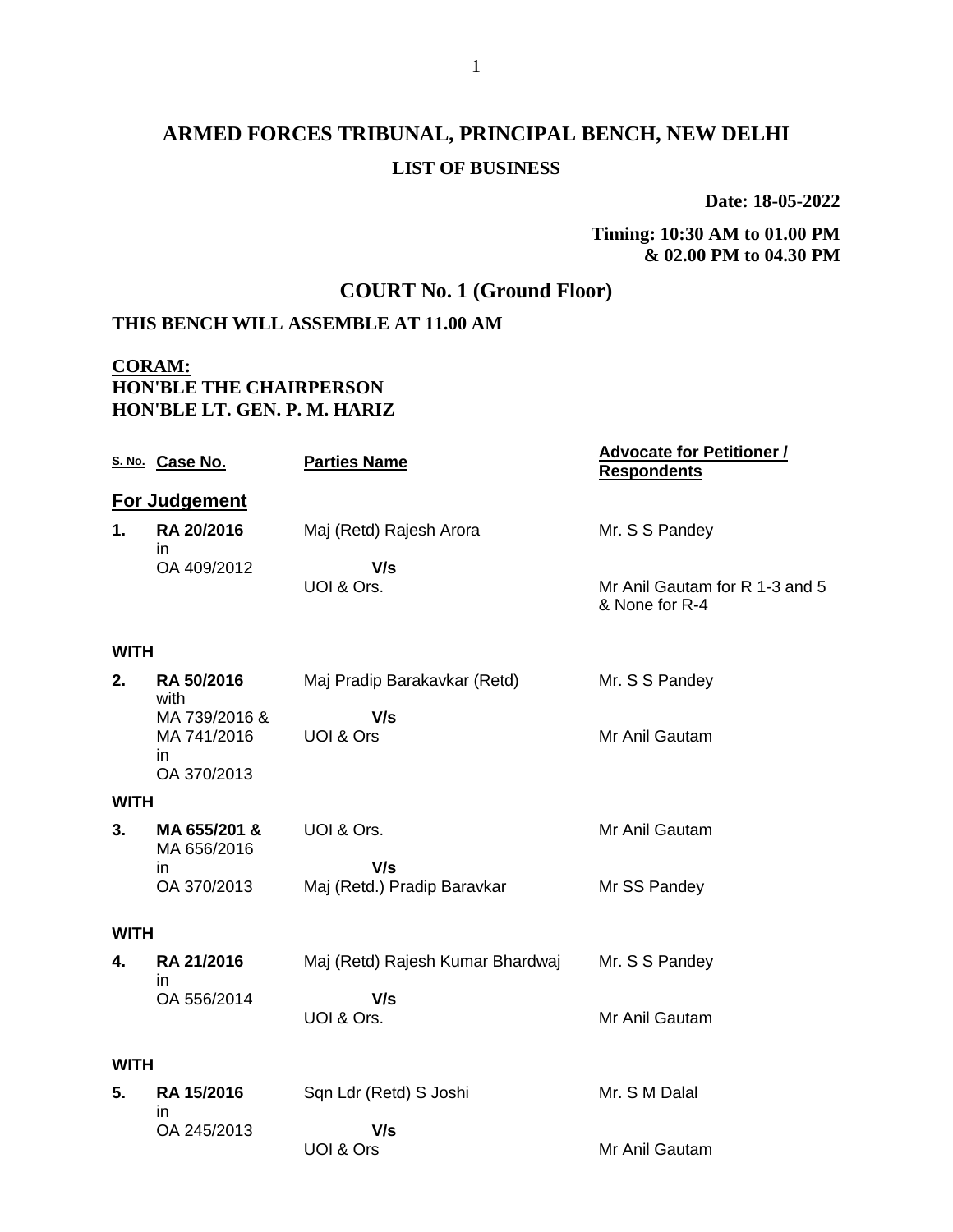# ARMED FORCES TRIBUNAL, PRINCIPAL BENCH, NEW DELHI

## LIST OF BUSINESS

**Date: 18-05-2022**

**Timing: 10:30 AM to 01.00 PM & 02.00 PM to 04.30 PM**

## COURT No. 1 (Ground Floor)

### THIS BENCH WILL ASSEMBLE AT 11.00 AM

**CORAM:**
**HON'BLE THE CHAIRPERSON**
**HON'BLE LT. GEN. P. M. HARIZ**

| S. No. | Case No. | Parties Name | Advocate for Petitioner / Respondents |
|---|---|---|---|
| | **For Judgement** | | |
| **1.** | **RA 20/2016** in OA 409/2012 | Maj (Retd) Rajesh Arora **V/s** UOI & Ors. | Mr. S S Pandey<br>Mr Anil Gautam for R 1-3 and 5 & None for R-4 |
| **WITH** | | | |
| **2.** | **RA 50/2016** with MA 739/2016 & MA 741/2016 in OA 370/2013 | Maj Pradip Barakavkar (Retd) **V/s** UOI & Ors | Mr. S S Pandey<br>Mr Anil Gautam |
| **WITH** | | | |
| **3.** | **MA 655/201 &** MA 656/2016 in OA 370/2013 | UOI & Ors. **V/s** Maj (Retd.) Pradip Baravkar | Mr Anil Gautam<br>Mr SS Pandey |
| **WITH** | | | |
| **4.** | **RA 21/2016** in OA 556/2014 | Maj (Retd) Rajesh Kumar Bhardwaj **V/s** UOI & Ors. | Mr. S S Pandey<br>Mr Anil Gautam |
| **WITH** | | | |
| **5.** | **RA 15/2016** in OA 245/2013 | Sqn Ldr (Retd) S Joshi **V/s** UOI & Ors | Mr. S M Dalal<br>Mr Anil Gautam |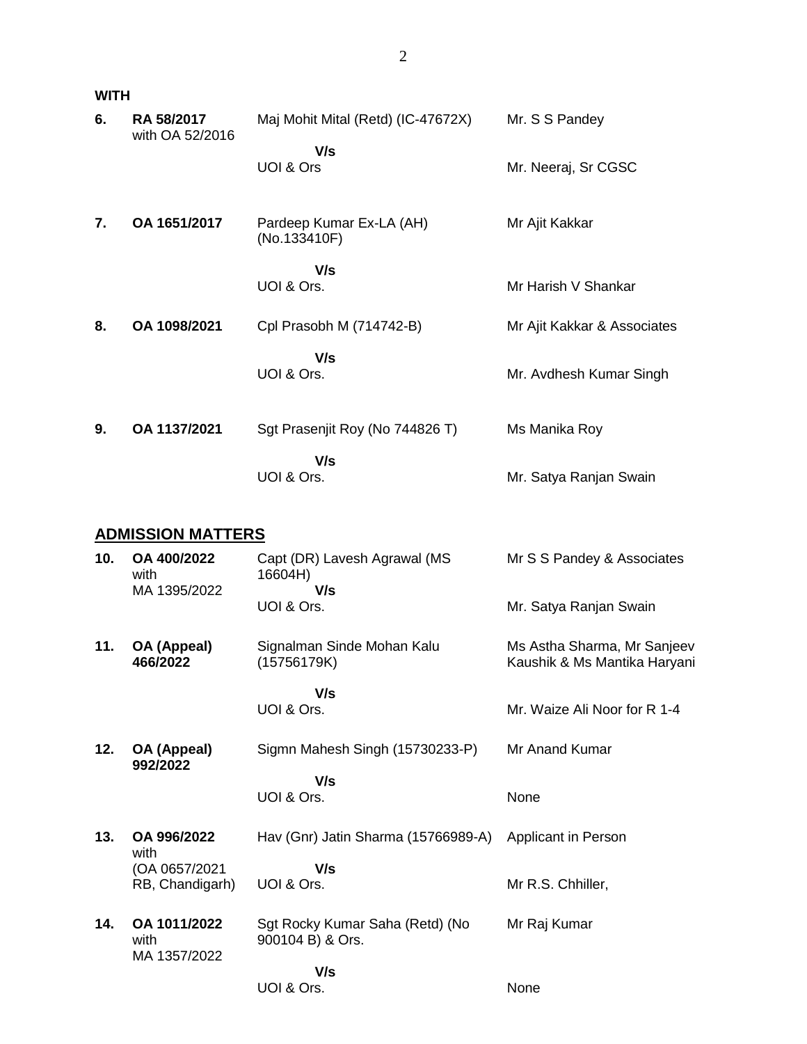**WITH**

| | | | |
|---|---|---|---|
| **6.** | **RA 58/2017** with OA 52/2016 | Maj Mohit Mital (Retd) (IC-47672X) **V/s** UOI & Ors | Mr. S S Pandey<br>Mr. Neeraj, Sr CGSC |
| **7.** | **OA 1651/2017** | Pardeep Kumar Ex-LA (AH) (No.133410F) **V/s** UOI & Ors. | Mr Ajit Kakkar<br>Mr Harish V Shankar |
| **8.** | **OA 1098/2021** | Cpl Prasobh M (714742-B) **V/s** UOI & Ors. | Mr Ajit Kakkar & Associates<br>Mr. Avdhesh Kumar Singh |
| **9.** | **OA 1137/2021** | Sgt Prasenjit Roy (No 744826 T) **V/s** UOI & Ors. | Ms Manika Roy<br>Mr. Satya Ranjan Swain |

## ADMISSION MATTERS

| | | | |
|---|---|---|---|
| **10.** | **OA 400/2022** with MA 1395/2022 | Capt (DR) Lavesh Agrawal (MS 16604H) **V/s** UOI & Ors. | Mr S S Pandey & Associates<br>Mr. Satya Ranjan Swain |
| **11.** | **OA (Appeal) 466/2022** | Signalman Sinde Mohan Kalu (15756179K) **V/s** UOI & Ors. | Ms Astha Sharma, Mr Sanjeev Kaushik & Ms Mantika Haryani<br>Mr. Waize Ali Noor for R 1-4 |
| **12.** | **OA (Appeal) 992/2022** | Sigmn Mahesh Singh (15730233-P) **V/s** UOI & Ors. | Mr Anand Kumar<br>None |
| **13.** | **OA 996/2022** with (OA 0657/2021 RB, Chandigarh) | Hav (Gnr) Jatin Sharma (15766989-A) **V/s** UOI & Ors. | Applicant in Person<br>Mr R.S. Chhiller, |
| **14.** | **OA 1011/2022** with MA 1357/2022 | Sgt Rocky Kumar Saha (Retd) (No 900104 B) & Ors. **V/s** UOI & Ors. | Mr Raj Kumar<br>None |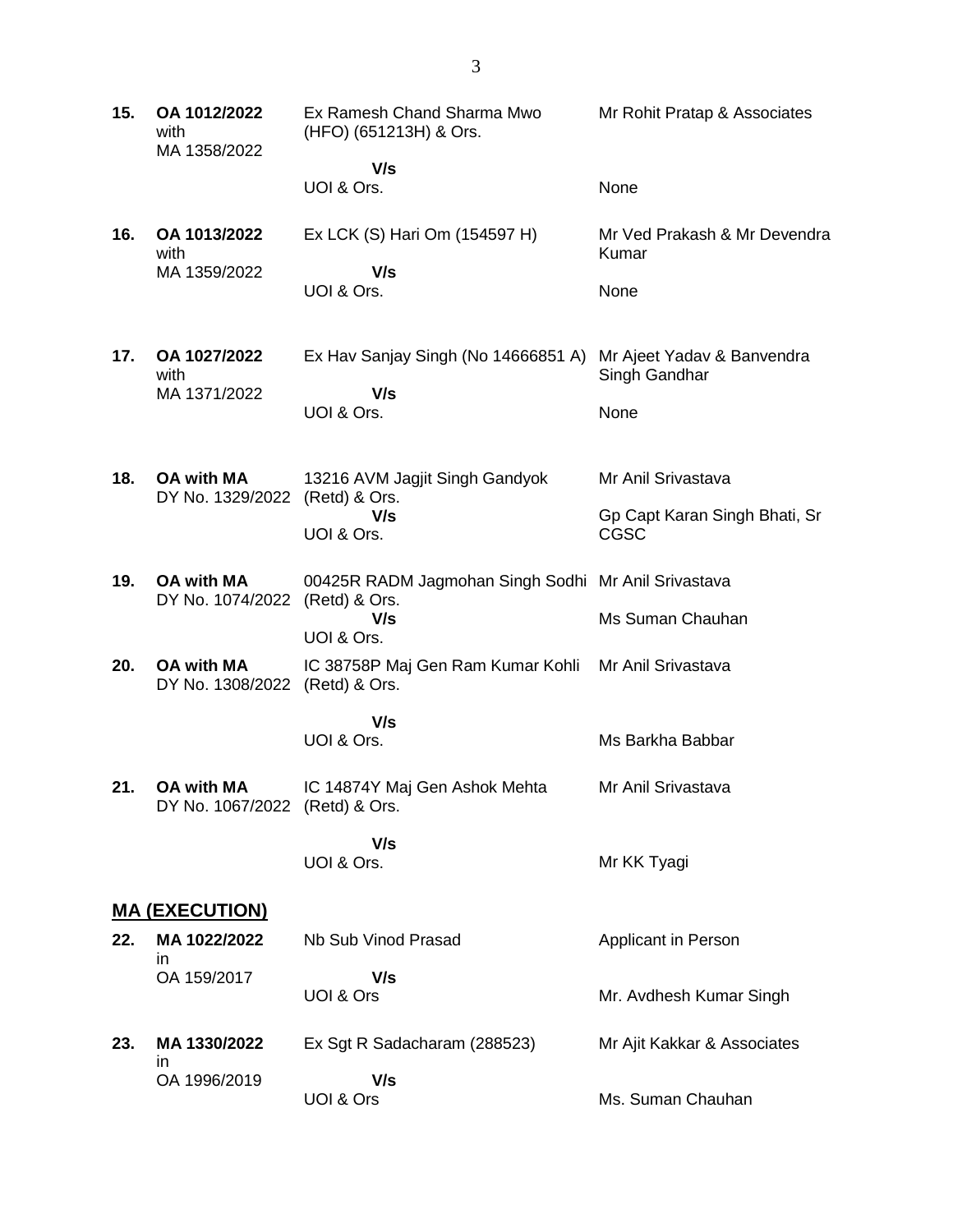| | | | |
|---|---|---|---|
| **15.** | **OA 1012/2022** with MA 1358/2022 | Ex Ramesh Chand Sharma Mwo (HFO) (651213H) & Ors.<br>**V/s**<br>UOI & Ors. | Mr Rohit Pratap & Associates<br><br>None |
| **16.** | **OA 1013/2022** with MA 1359/2022 | Ex LCK (S) Hari Om (154597 H)<br>**V/s**<br>UOI & Ors. | Mr Ved Prakash & Mr Devendra Kumar<br><br>None |
| **17.** | **OA 1027/2022** with MA 1371/2022 | Ex Hav Sanjay Singh (No 14666851 A)<br>**V/s**<br>UOI & Ors. | Mr Ajeet Yadav & Banvendra Singh Gandhar<br><br>None |
| **18.** | **OA with MA** DY No. 1329/2022 | 13216 AVM Jagjit Singh Gandyok (Retd) & Ors.<br>**V/s**<br>UOI & Ors. | Mr Anil Srivastava<br><br>Gp Capt Karan Singh Bhati, Sr CGSC |
| **19.** | **OA with MA** DY No. 1074/2022 | 00425R RADM Jagmohan Singh Sodhi (Retd) & Ors.<br>**V/s**<br>UOI & Ors. | Mr Anil Srivastava<br><br>Ms Suman Chauhan |
| **20.** | **OA with MA** DY No. 1308/2022 | IC 38758P Maj Gen Ram Kumar Kohli (Retd) & Ors.<br>**V/s**<br>UOI & Ors. | Mr Anil Srivastava<br><br>Ms Barkha Babbar |
| **21.** | **OA with MA** DY No. 1067/2022 | IC 14874Y Maj Gen Ashok Mehta (Retd) & Ors.<br>**V/s**<br>UOI & Ors. | Mr Anil Srivastava<br><br>Mr KK Tyagi |

## **<u>MA (EXECUTION)</u>**

| | | | |
|---|---|---|---|
| **22.** | **MA 1022/2022** in OA 159/2017 | Nb Sub Vinod Prasad<br>**V/s**<br>UOI & Ors | Applicant in Person<br><br>Mr. Avdhesh Kumar Singh |
| **23.** | **MA 1330/2022** in OA 1996/2019 | Ex Sgt R Sadacharam (288523)<br>**V/s**<br>UOI & Ors | Mr Ajit Kakkar & Associates<br><br>Ms. Suman Chauhan |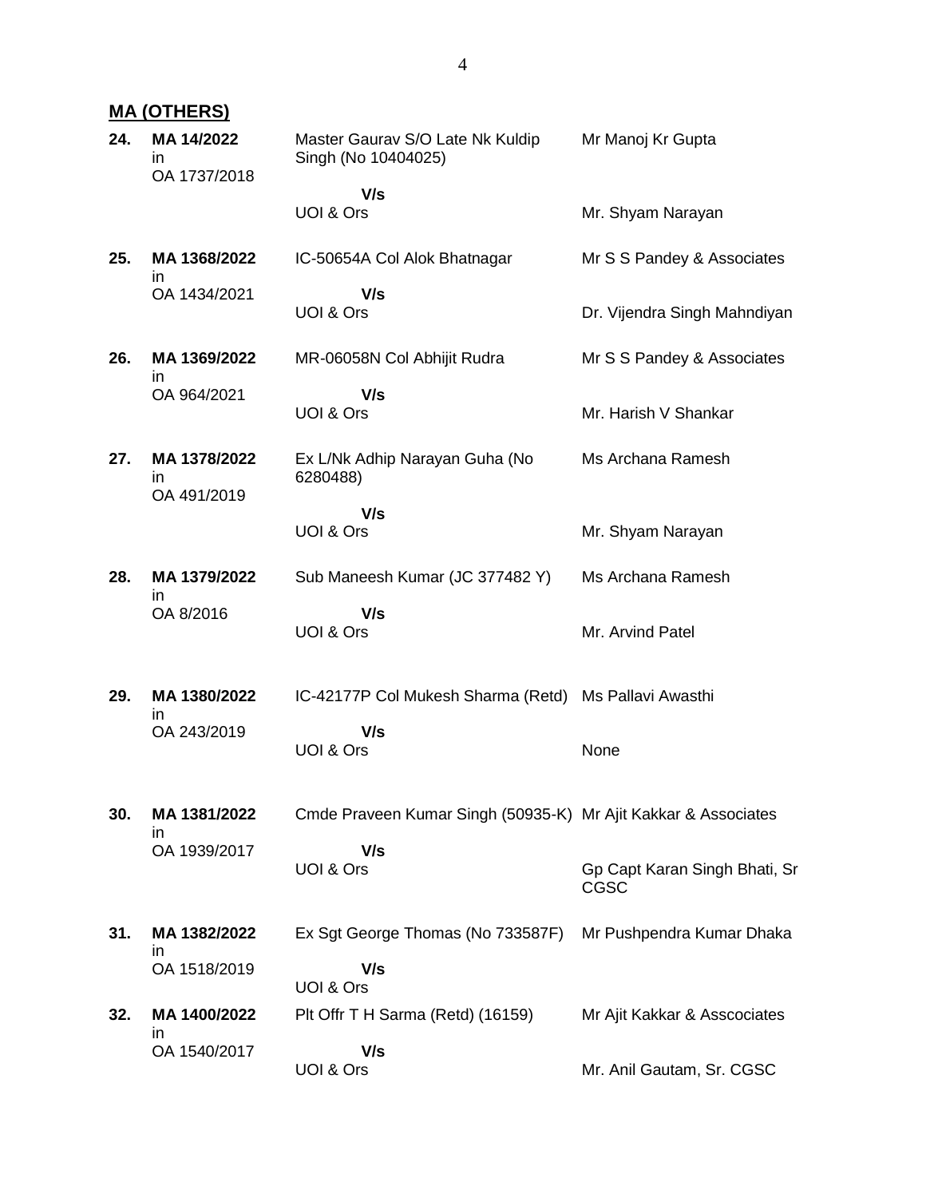## MA (OTHERS)

| | | | |
|---|---|---|---|
| **24.** | **MA 14/2022** in OA 1737/2018 | Master Gaurav S/O Late Nk Kuldip Singh (No 10404025)<br>**V/s**<br>UOI & Ors | Mr Manoj Kr Gupta<br><br>Mr. Shyam Narayan |
| **25.** | **MA 1368/2022** in OA 1434/2021 | IC-50654A Col Alok Bhatnagar<br>**V/s**<br>UOI & Ors | Mr S S Pandey & Associates<br><br>Dr. Vijendra Singh Mahndiyan |
| **26.** | **MA 1369/2022** in OA 964/2021 | MR-06058N Col Abhijit Rudra<br>**V/s**<br>UOI & Ors | Mr S S Pandey & Associates<br><br>Mr. Harish V Shankar |
| **27.** | **MA 1378/2022** in OA 491/2019 | Ex L/Nk Adhip Narayan Guha (No 6280488)<br>**V/s**<br>UOI & Ors | Ms Archana Ramesh<br><br>Mr. Shyam Narayan |
| **28.** | **MA 1379/2022** in OA 8/2016 | Sub Maneesh Kumar (JC 377482 Y)<br>**V/s**<br>UOI & Ors | Ms Archana Ramesh<br><br>Mr. Arvind Patel |
| **29.** | **MA 1380/2022** in OA 243/2019 | IC-42177P Col Mukesh Sharma (Retd)<br>**V/s**<br>UOI & Ors | Ms Pallavi Awasthi<br><br>None |
| **30.** | **MA 1381/2022** in OA 1939/2017 | Cmde Praveen Kumar Singh (50935-K)<br>**V/s**<br>UOI & Ors | Mr Ajit Kakkar & Associates<br><br>Gp Capt Karan Singh Bhati, Sr CGSC |
| **31.** | **MA 1382/2022** in OA 1518/2019 | Ex Sgt George Thomas (No 733587F)<br>**V/s**<br>UOI & Ors | Mr Pushpendra Kumar Dhaka |
| **32.** | **MA 1400/2022** in OA 1540/2017 | Plt Offr T H Sarma (Retd) (16159)<br>**V/s**<br>UOI & Ors | Mr Ajit Kakkar & Asscociates<br><br>Mr. Anil Gautam, Sr. CGSC |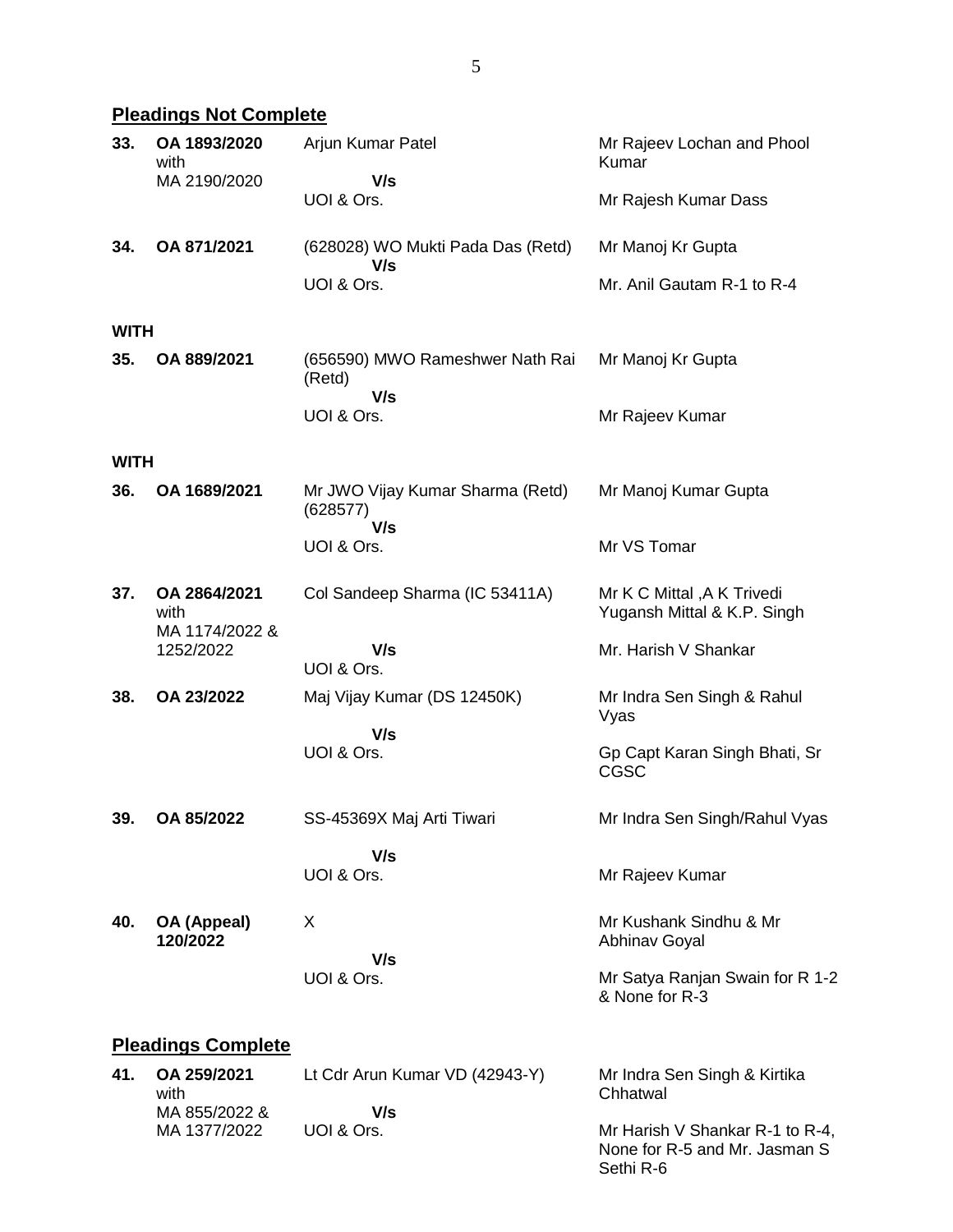## Pleadings Not Complete

| | | | |
|---|---|---|---|
| **33.** | **OA 1893/2020** with MA 2190/2020 | Arjun Kumar Patel **V/s** UOI & Ors. | Mr Rajeev Lochan and Phool Kumar<br>Mr Rajesh Kumar Dass |
| **34.** | **OA 871/2021** | (628028) WO Mukti Pada Das (Retd) **V/s** UOI & Ors. | Mr Manoj Kr Gupta<br>Mr. Anil Gautam R-1 to R-4 |
| **WITH** | | | |
| **35.** | **OA 889/2021** | (656590) MWO Rameshwer Nath Rai (Retd) **V/s** UOI & Ors. | Mr Manoj Kr Gupta<br>Mr Rajeev Kumar |
| **WITH** | | | |
| **36.** | **OA 1689/2021** | Mr JWO Vijay Kumar Sharma (Retd) (628577) **V/s** UOI & Ors. | Mr Manoj Kumar Gupta<br>Mr VS Tomar |
| **37.** | **OA 2864/2021** with MA 1174/2022 & 1252/2022 | Col Sandeep Sharma (IC 53411A) **V/s** UOI & Ors. | Mr K C Mittal ,A K Trivedi Yugansh Mittal & K.P. Singh<br>Mr. Harish V Shankar |
| **38.** | **OA 23/2022** | Maj Vijay Kumar (DS 12450K) **V/s** UOI & Ors. | Mr Indra Sen Singh & Rahul Vyas<br>Gp Capt Karan Singh Bhati, Sr CGSC |
| **39.** | **OA 85/2022** | SS-45369X Maj Arti Tiwari **V/s** UOI & Ors. | Mr Indra Sen Singh/Rahul Vyas<br>Mr Rajeev Kumar |
| **40.** | **OA (Appeal) 120/2022** | X **V/s** UOI & Ors. | Mr Kushank Sindhu & Mr Abhinav Goyal<br>Mr Satya Ranjan Swain for R 1-2 & None for R-3 |

## Pleadings Complete

| | | | |
|---|---|---|---|
| **41.** | **OA 259/2021** with MA 855/2022 & MA 1377/2022 | Lt Cdr Arun Kumar VD (42943-Y) **V/s** UOI & Ors. | Mr Indra Sen Singh & Kirtika Chhatwal<br>Mr Harish V Shankar R-1 to R-4, None for R-5 and Mr. Jasman S Sethi R-6 |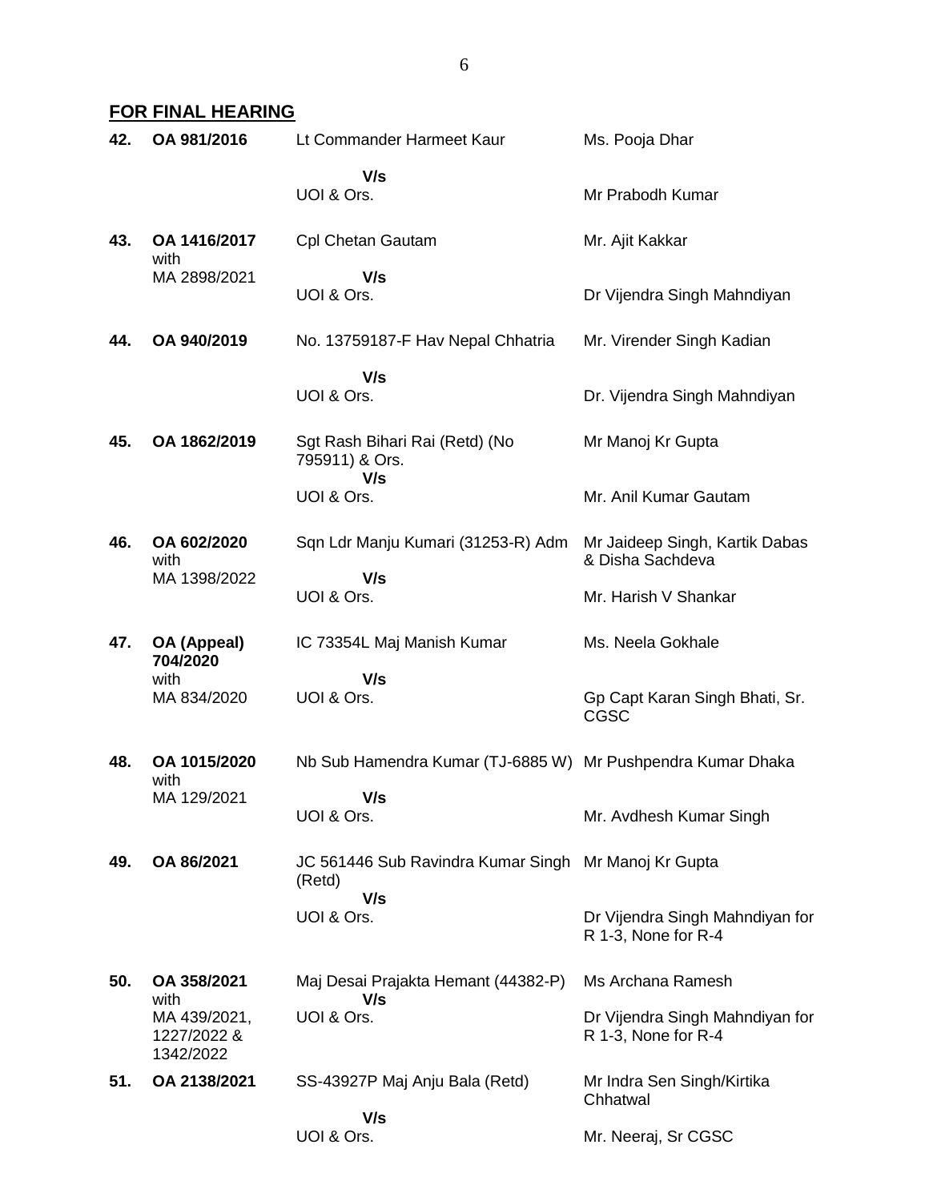## FOR FINAL HEARING

| | | | |
|---|---|---|---|
| **42.** | **OA 981/2016** | Lt Commander Harmeet Kaur<br>**V/s**<br>UOI & Ors. | Ms. Pooja Dhar<br><br>Mr Prabodh Kumar |
| **43.** | **OA 1416/2017** with MA 2898/2021 | Cpl Chetan Gautam<br>**V/s**<br>UOI & Ors. | Mr. Ajit Kakkar<br><br>Dr Vijendra Singh Mahndiyan |
| **44.** | **OA 940/2019** | No. 13759187-F Hav Nepal Chhatria<br>**V/s**<br>UOI & Ors. | Mr. Virender Singh Kadian<br><br>Dr. Vijendra Singh Mahndiyan |
| **45.** | **OA 1862/2019** | Sgt Rash Bihari Rai (Retd) (No 795911) & Ors.<br>**V/s**<br>UOI & Ors. | Mr Manoj Kr Gupta<br><br>Mr. Anil Kumar Gautam |
| **46.** | **OA 602/2020** with MA 1398/2022 | Sqn Ldr Manju Kumari (31253-R) Adm<br>**V/s**<br>UOI & Ors. | Mr Jaideep Singh, Kartik Dabas & Disha Sachdeva<br><br>Mr. Harish V Shankar |
| **47.** | **OA (Appeal) 704/2020** with MA 834/2020 | IC 73354L Maj Manish Kumar<br>**V/s**<br>UOI & Ors. | Ms. Neela Gokhale<br><br>Gp Capt Karan Singh Bhati, Sr. CGSC |
| **48.** | **OA 1015/2020** with MA 129/2021 | Nb Sub Hamendra Kumar (TJ-6885 W)<br>**V/s**<br>UOI & Ors. | Mr Pushpendra Kumar Dhaka<br><br>Mr. Avdhesh Kumar Singh |
| **49.** | **OA 86/2021** | JC 561446 Sub Ravindra Kumar Singh (Retd)<br>**V/s**<br>UOI & Ors. | Mr Manoj Kr Gupta<br><br>Dr Vijendra Singh Mahndiyan for R 1-3, None for R-4 |
| **50.** | **OA 358/2021** with MA 439/2021, 1227/2022 & 1342/2022 | Maj Desai Prajakta Hemant (44382-P)<br>**V/s**<br>UOI & Ors. | Ms Archana Ramesh<br><br>Dr Vijendra Singh Mahndiyan for R 1-3, None for R-4 |
| **51.** | **OA 2138/2021** | SS-43927P Maj Anju Bala (Retd)<br>**V/s**<br>UOI & Ors. | Mr Indra Sen Singh/Kirtika Chhatwal<br><br>Mr. Neeraj, Sr CGSC |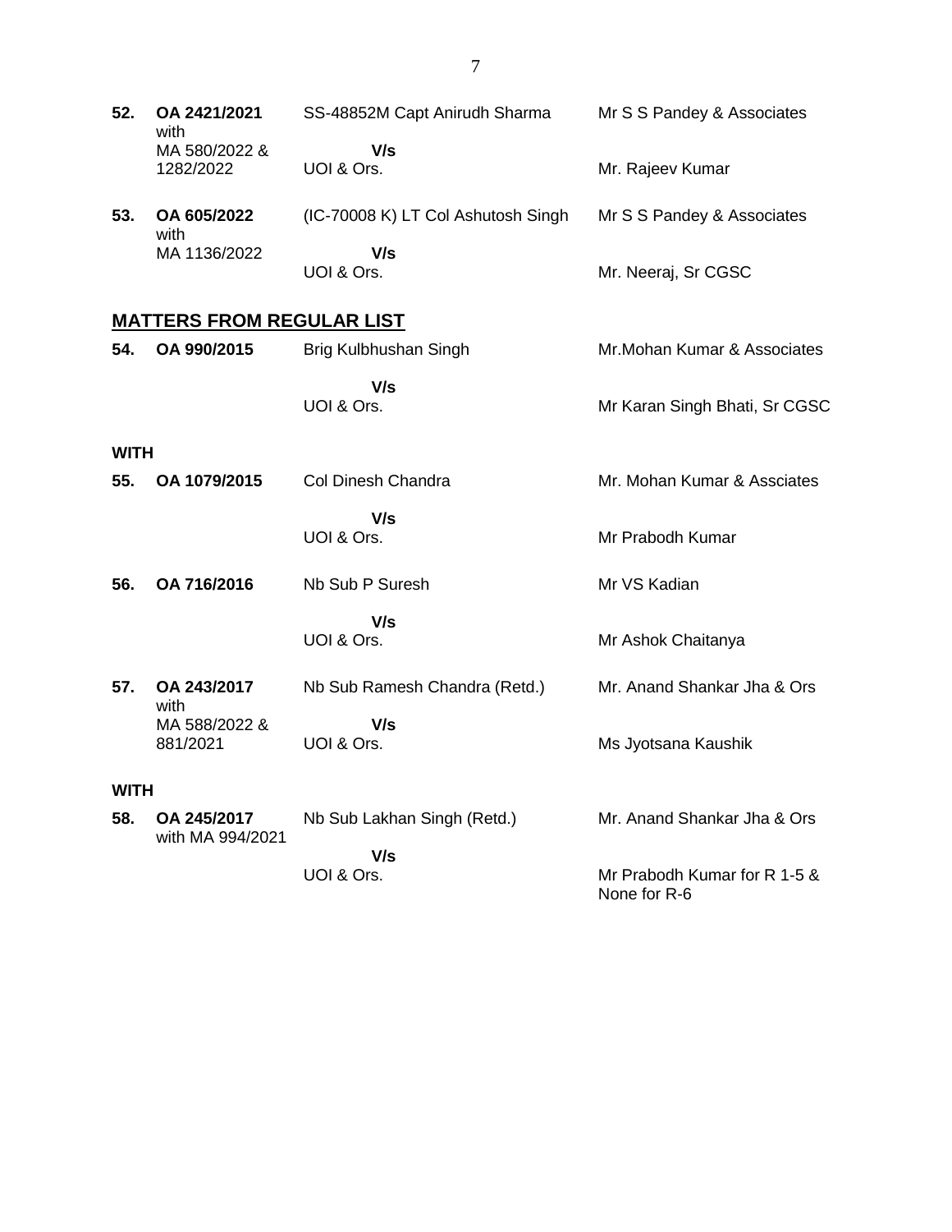| | | | |
|---|---|---|---|
| **52.** | **OA 2421/2021** with MA 580/2022 & 1282/2022 | SS-48852M Capt Anirudh Sharma **V/s** UOI & Ors. | Mr S S Pandey & Associates<br>Mr. Rajeev Kumar |
| **53.** | **OA 605/2022** with MA 1136/2022 | (IC-70008 K) LT Col Ashutosh Singh **V/s** UOI & Ors. | Mr S S Pandey & Associates<br>Mr. Neeraj, Sr CGSC |

## MATTERS FROM REGULAR LIST

| | | | |
|---|---|---|---|
| **54.** | **OA 990/2015** | Brig Kulbhushan Singh **V/s** UOI & Ors. | Mr.Mohan Kumar & Associates<br>Mr Karan Singh Bhati, Sr CGSC |

**WITH**

| | | | |
|---|---|---|---|
| **55.** | **OA 1079/2015** | Col Dinesh Chandra **V/s** UOI & Ors. | Mr. Mohan Kumar & Assciates<br>Mr Prabodh Kumar |
| **56.** | **OA 716/2016** | Nb Sub P Suresh **V/s** UOI & Ors. | Mr VS Kadian<br>Mr Ashok Chaitanya |
| **57.** | **OA 243/2017** with MA 588/2022 & 881/2021 | Nb Sub Ramesh Chandra (Retd.) **V/s** UOI & Ors. | Mr. Anand Shankar Jha & Ors<br>Ms Jyotsana Kaushik |

**WITH**

| | | | |
|---|---|---|---|
| **58.** | **OA 245/2017** with MA 994/2021 | Nb Sub Lakhan Singh (Retd.) **V/s** UOI & Ors. | Mr. Anand Shankar Jha & Ors<br>Mr Prabodh Kumar for R 1-5 & None for R-6 |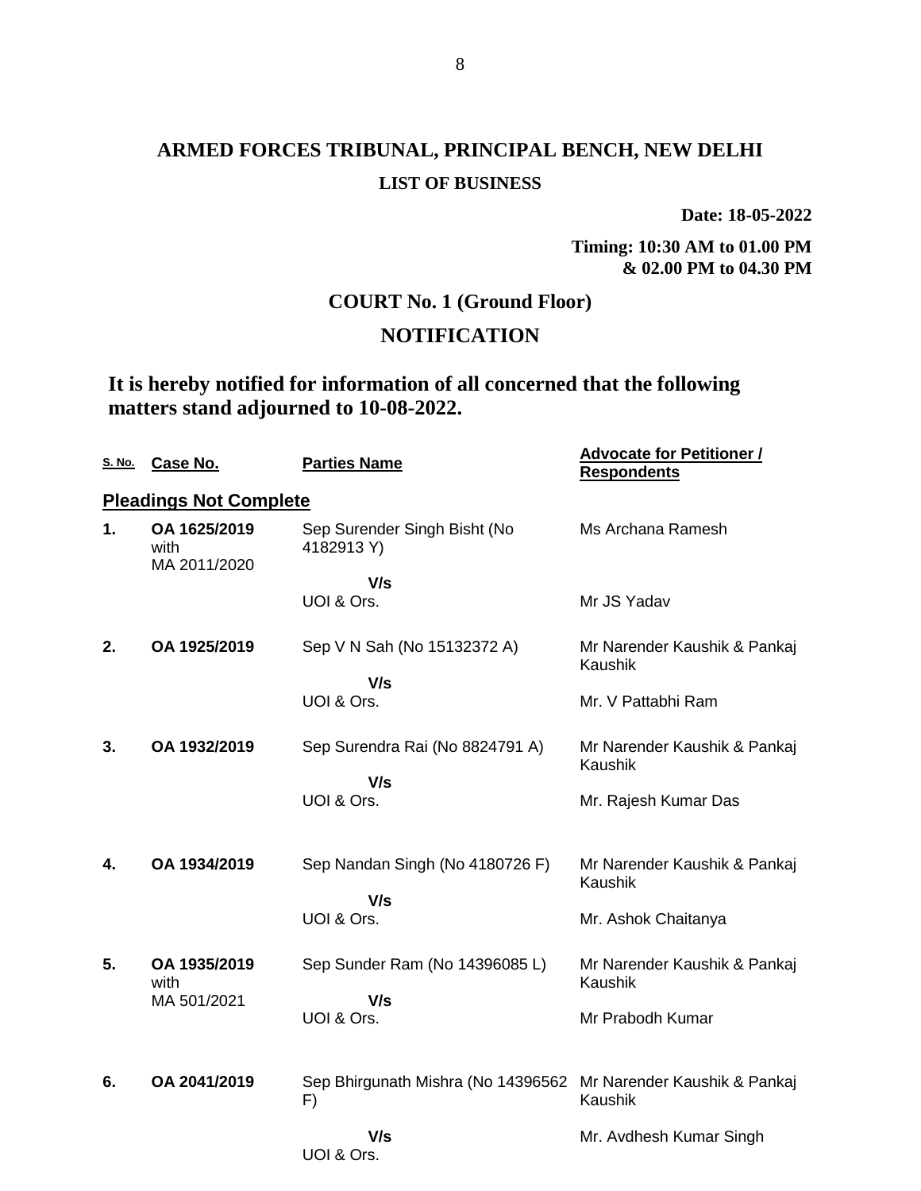## ARMED FORCES TRIBUNAL, PRINCIPAL BENCH, NEW DELHI

**LIST OF BUSINESS**

**Date: 18-05-2022**

**Timing: 10:30 AM to 01.00 PM & 02.00 PM to 04.30 PM**

## COURT No. 1 (Ground Floor)

## NOTIFICATION

**It is hereby notified for information of all concerned that the following matters stand adjourned to 10-08-2022.**

| S. No. | Case No. | Parties Name | Advocate for Petitioner / Respondents |
|---|---|---|---|
| **Pleadings Not Complete** | | | |
| **1.** | **OA 1625/2019** with MA 2011/2020 | Sep Surender Singh Bisht (No 4182913 Y) V/s UOI & Ors. | Ms Archana Ramesh / Mr JS Yadav |
| **2.** | **OA 1925/2019** | Sep V N Sah (No 15132372 A) V/s UOI & Ors. | Mr Narender Kaushik & Pankaj Kaushik / Mr. V Pattabhi Ram |
| **3.** | **OA 1932/2019** | Sep Surendra Rai (No 8824791 A) V/s UOI & Ors. | Mr Narender Kaushik & Pankaj Kaushik / Mr. Rajesh Kumar Das |
| **4.** | **OA 1934/2019** | Sep Nandan Singh (No 4180726 F) V/s UOI & Ors. | Mr Narender Kaushik & Pankaj Kaushik / Mr. Ashok Chaitanya |
| **5.** | **OA 1935/2019** with MA 501/2021 | Sep Sunder Ram (No 14396085 L) V/s UOI & Ors. | Mr Narender Kaushik & Pankaj Kaushik / Mr Prabodh Kumar |
| **6.** | **OA 2041/2019** | Sep Bhirgunath Mishra (No 14396562 F) V/s UOI & Ors. | Mr Narender Kaushik & Pankaj Kaushik / Mr. Avdhesh Kumar Singh |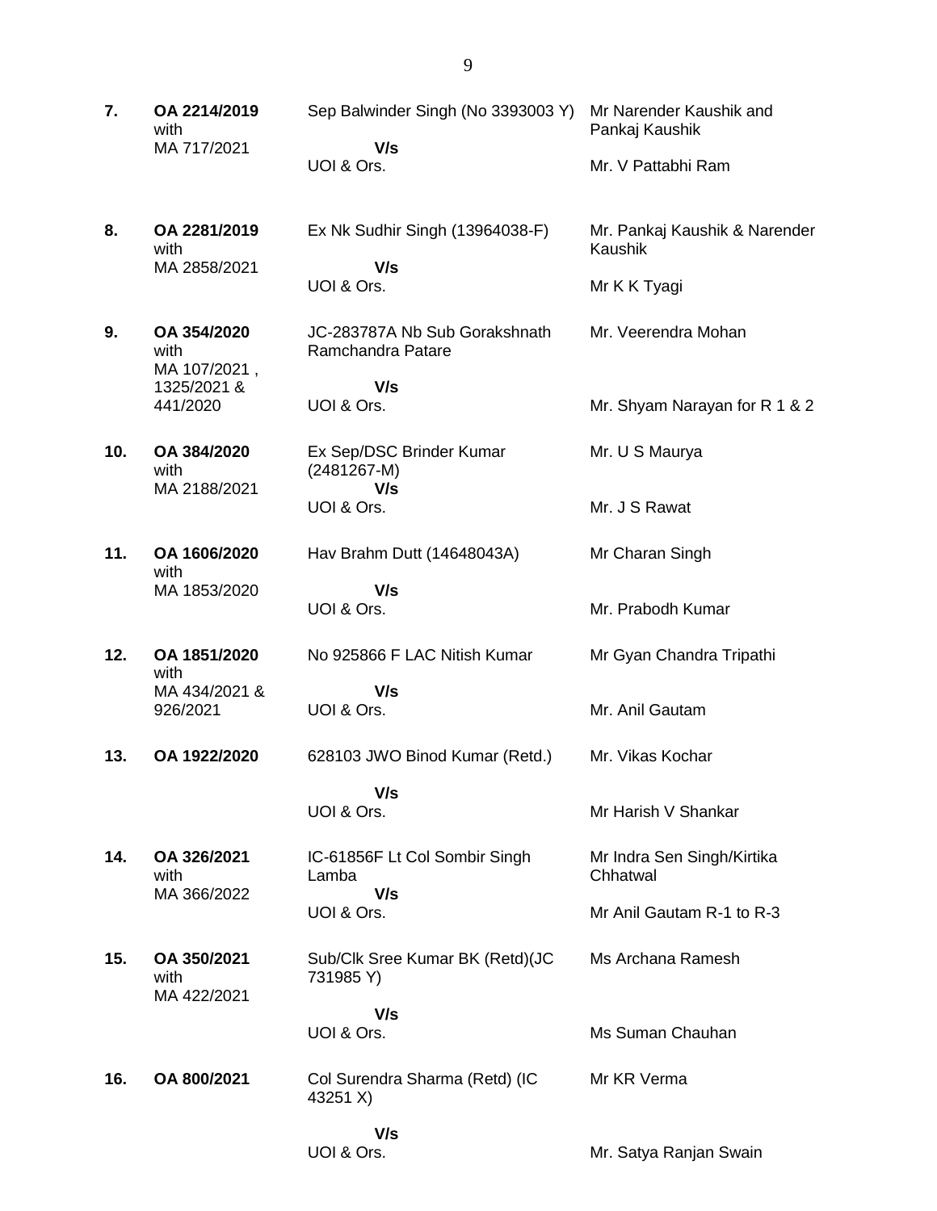| | | | |
|---|---|---|---|
| **7.** | **OA 2214/2019** with MA 717/2021 | Sep Balwinder Singh (No 3393003 Y) **V/s** UOI & Ors. | Mr Narender Kaushik and Pankaj Kaushik<br><br>Mr. V Pattabhi Ram |
| **8.** | **OA 2281/2019** with MA 2858/2021 | Ex Nk Sudhir Singh (13964038-F) **V/s** UOI & Ors. | Mr. Pankaj Kaushik & Narender Kaushik<br><br>Mr K K Tyagi |
| **9.** | **OA 354/2020** with MA 107/2021 , 1325/2021 & 441/2020 | JC-283787A Nb Sub Gorakshnath Ramchandra Patare **V/s** UOI & Ors. | Mr. Veerendra Mohan<br><br>Mr. Shyam Narayan for R 1 & 2 |
| **10.** | **OA 384/2020** with MA 2188/2021 | Ex Sep/DSC Brinder Kumar (2481267-M) **V/s** UOI & Ors. | Mr. U S Maurya<br><br>Mr. J S Rawat |
| **11.** | **OA 1606/2020** with MA 1853/2020 | Hav Brahm Dutt (14648043A) **V/s** UOI & Ors. | Mr Charan Singh<br><br>Mr. Prabodh Kumar |
| **12.** | **OA 1851/2020** with MA 434/2021 & 926/2021 | No 925866 F LAC Nitish Kumar **V/s** UOI & Ors. | Mr Gyan Chandra Tripathi<br><br>Mr. Anil Gautam |
| **13.** | **OA 1922/2020** | 628103 JWO Binod Kumar (Retd.) **V/s** UOI & Ors. | Mr. Vikas Kochar<br><br>Mr Harish V Shankar |
| **14.** | **OA 326/2021** with MA 366/2022 | IC-61856F Lt Col Sombir Singh Lamba **V/s** UOI & Ors. | Mr Indra Sen Singh/Kirtika Chhatwal<br><br>Mr Anil Gautam R-1 to R-3 |
| **15.** | **OA 350/2021** with MA 422/2021 | Sub/Clk Sree Kumar BK (Retd)(JC 731985 Y) **V/s** UOI & Ors. | Ms Archana Ramesh<br><br>Ms Suman Chauhan |
| **16.** | **OA 800/2021** | Col Surendra Sharma (Retd) (IC 43251 X) **V/s** UOI & Ors. | Mr KR Verma<br><br>Mr. Satya Ranjan Swain |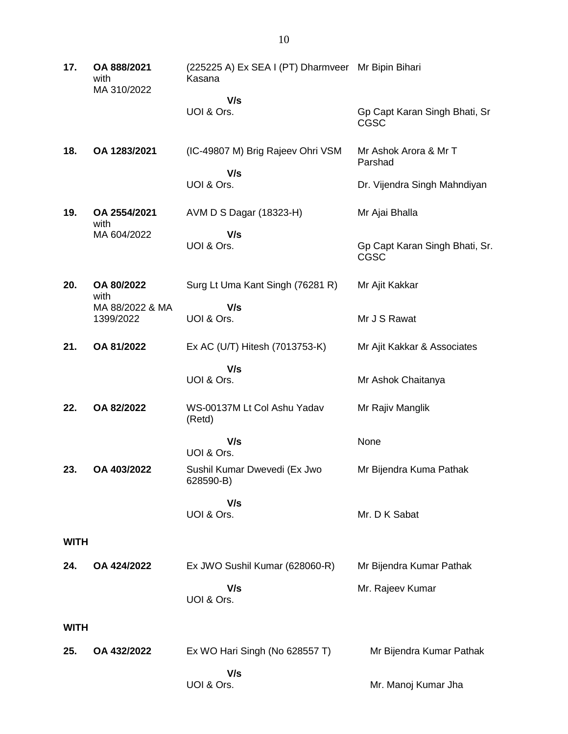| | | | |
|---|---|---|---|
| **17.** | **OA 888/2021** with MA 310/2022 | (225225 A) Ex SEA I (PT) Dharmveer Kasana | Mr Bipin Bihari |
| | | **V/s** UOI & Ors. | Gp Capt Karan Singh Bhati, Sr CGSC |
| **18.** | **OA 1283/2021** | (IC-49807 M) Brig Rajeev Ohri VSM | Mr Ashok Arora & Mr T Parshad |
| | | **V/s** UOI & Ors. | Dr. Vijendra Singh Mahndiyan |
| **19.** | **OA 2554/2021** with MA 604/2022 | AVM D S Dagar (18323-H) | Mr Ajai Bhalla |
| | | **V/s** UOI & Ors. | Gp Capt Karan Singh Bhati, Sr. CGSC |
| **20.** | **OA 80/2022** with MA 88/2022 & MA 1399/2022 | Surg Lt Uma Kant Singh (76281 R) | Mr Ajit Kakkar |
| | | **V/s** UOI & Ors. | Mr J S Rawat |
| **21.** | **OA 81/2022** | Ex AC (U/T) Hitesh (7013753-K) | Mr Ajit Kakkar & Associates |
| | | **V/s** UOI & Ors. | Mr Ashok Chaitanya |
| **22.** | **OA 82/2022** | WS-00137M Lt Col Ashu Yadav (Retd) | Mr Rajiv Manglik |
| | | **V/s** UOI & Ors. | None |
| **23.** | **OA 403/2022** | Sushil Kumar Dwevedi (Ex Jwo 628590-B) | Mr Bijendra Kuma Pathak |
| | | **V/s** UOI & Ors. | Mr. D K Sabat |
| **WITH** | | | |
| **24.** | **OA 424/2022** | Ex JWO Sushil Kumar (628060-R) | Mr Bijendra Kumar Pathak |
| | | **V/s** UOI & Ors. | Mr. Rajeev Kumar |
| **WITH** | | | |
| **25.** | **OA 432/2022** | Ex WO Hari Singh (No 628557 T) | Mr Bijendra Kumar Pathak |
| | | **V/s** UOI & Ors. | Mr. Manoj Kumar Jha |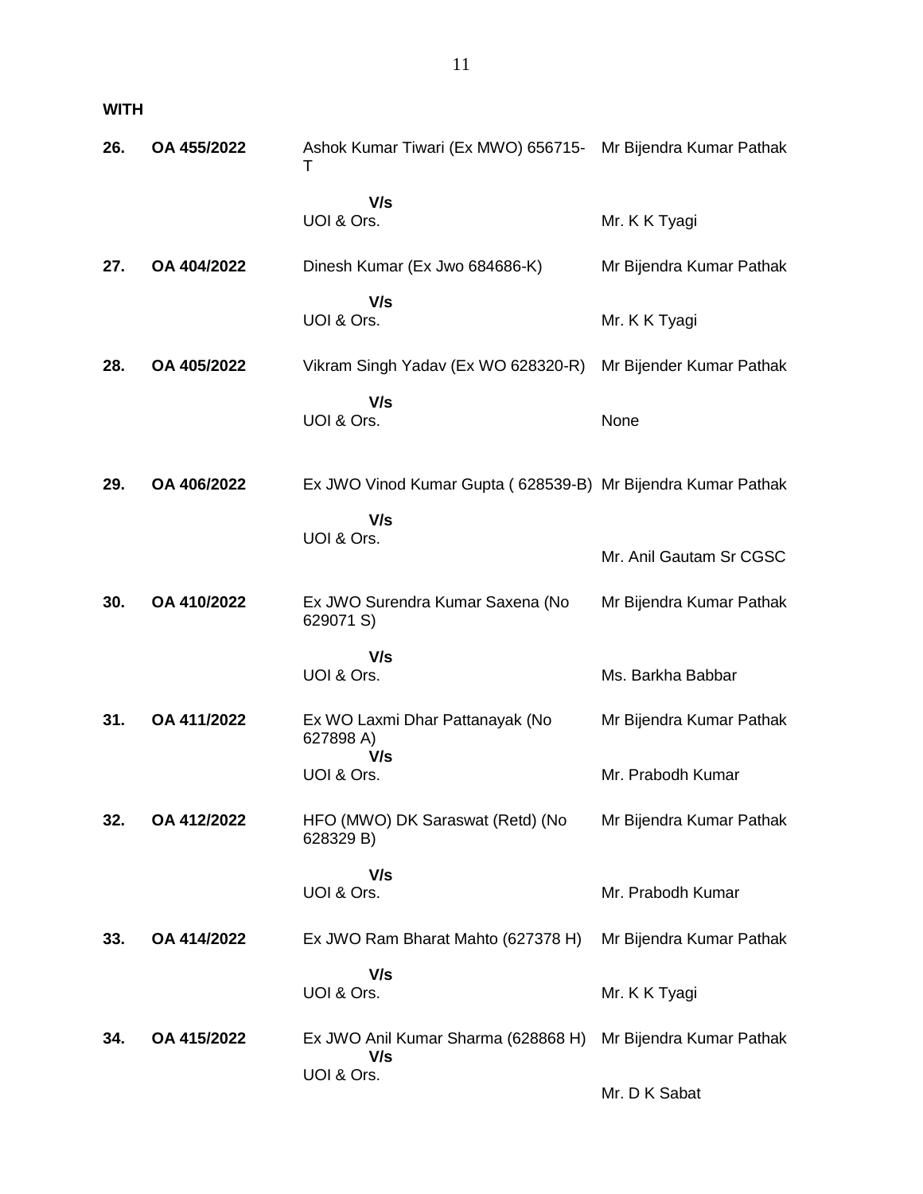**WITH**

| | | | |
|---|---|---|---|
| **26.** | **OA 455/2022** | Ashok Kumar Tiwari (Ex MWO) 656715-T<br>**V/s**<br>UOI & Ors. | Mr Bijendra Kumar Pathak<br><br>Mr. K K Tyagi |
| **27.** | **OA 404/2022** | Dinesh Kumar (Ex Jwo 684686-K)<br>**V/s**<br>UOI & Ors. | Mr Bijendra Kumar Pathak<br><br>Mr. K K Tyagi |
| **28.** | **OA 405/2022** | Vikram Singh Yadav (Ex WO 628320-R)<br>**V/s**<br>UOI & Ors. | Mr Bijender Kumar Pathak<br><br>None |
| **29.** | **OA 406/2022** | Ex JWO Vinod Kumar Gupta ( 628539-B)<br>**V/s**<br>UOI & Ors. | Mr Bijendra Kumar Pathak<br><br>Mr. Anil Gautam Sr CGSC |
| **30.** | **OA 410/2022** | Ex JWO Surendra Kumar Saxena (No 629071 S)<br>**V/s**<br>UOI & Ors. | Mr Bijendra Kumar Pathak<br><br>Ms. Barkha Babbar |
| **31.** | **OA 411/2022** | Ex WO Laxmi Dhar Pattanayak (No 627898 A)<br>**V/s**<br>UOI & Ors. | Mr Bijendra Kumar Pathak<br><br>Mr. Prabodh Kumar |
| **32.** | **OA 412/2022** | HFO (MWO) DK Saraswat (Retd) (No 628329 B)<br>**V/s**<br>UOI & Ors. | Mr Bijendra Kumar Pathak<br><br>Mr. Prabodh Kumar |
| **33.** | **OA 414/2022** | Ex JWO Ram Bharat Mahto (627378 H)<br>**V/s**<br>UOI & Ors. | Mr Bijendra Kumar Pathak<br><br>Mr. K K Tyagi |
| **34.** | **OA 415/2022** | Ex JWO Anil Kumar Sharma (628868 H)<br>**V/s**<br>UOI & Ors. | Mr Bijendra Kumar Pathak<br><br>Mr. D K Sabat |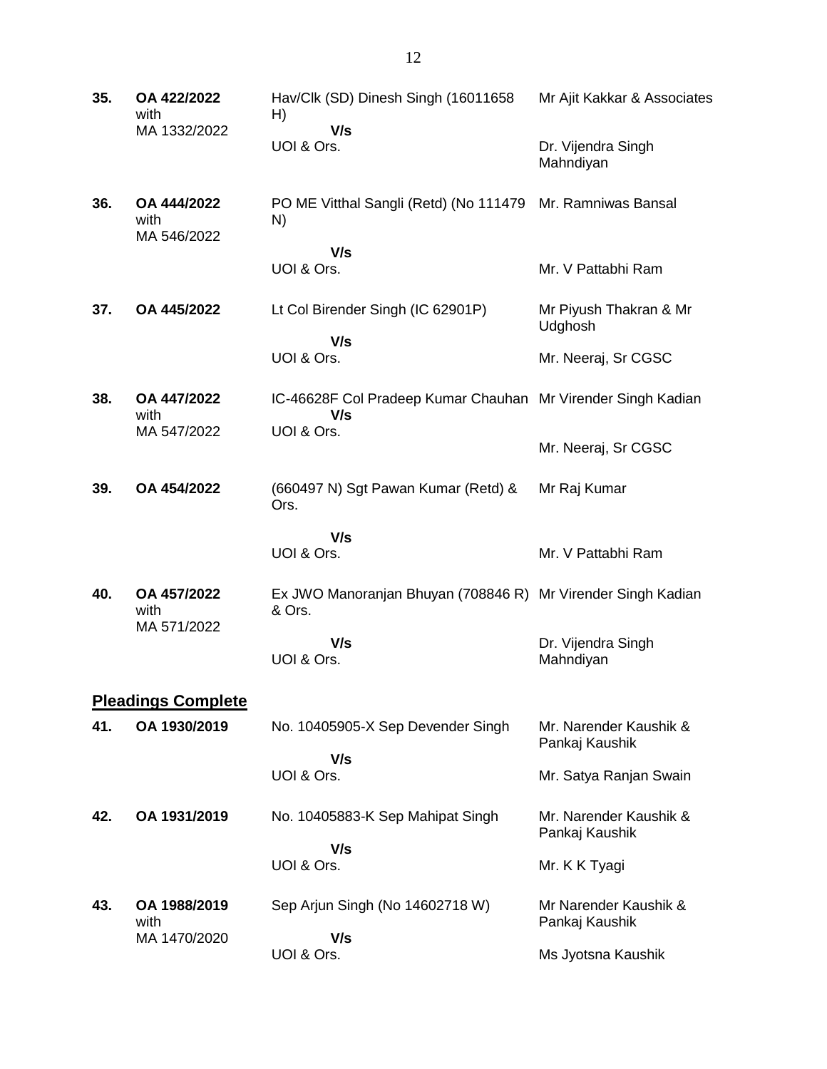| | | | |
|---|---|---|---|
| **35.** | **OA 422/2022** with MA 1332/2022 | Hav/Clk (SD) Dinesh Singh (16011658 H) **V/s** UOI & Ors. | Mr Ajit Kakkar & Associates<br><br>Dr. Vijendra Singh Mahndiyan |
| **36.** | **OA 444/2022** with MA 546/2022 | PO ME Vitthal Sangli (Retd) (No 111479 N) **V/s** UOI & Ors. | Mr. Ramniwas Bansal<br><br>Mr. V Pattabhi Ram |
| **37.** | **OA 445/2022** | Lt Col Birender Singh (IC 62901P) **V/s** UOI & Ors. | Mr Piyush Thakran & Mr Udghosh<br><br>Mr. Neeraj, Sr CGSC |
| **38.** | **OA 447/2022** with MA 547/2022 | IC-46628F Col Pradeep Kumar Chauhan **V/s** UOI & Ors. | Mr Virender Singh Kadian<br><br>Mr. Neeraj, Sr CGSC |
| **39.** | **OA 454/2022** | (660497 N) Sgt Pawan Kumar (Retd) & Ors. **V/s** UOI & Ors. | Mr Raj Kumar<br><br>Mr. V Pattabhi Ram |
| **40.** | **OA 457/2022** with MA 571/2022 | Ex JWO Manoranjan Bhuyan (708846 R) & Ors. **V/s** UOI & Ors. | Mr Virender Singh Kadian<br><br>Dr. Vijendra Singh Mahndiyan |

## Pleadings Complete

| | | | |
|---|---|---|---|
| **41.** | **OA 1930/2019** | No. 10405905-X Sep Devender Singh **V/s** UOI & Ors. | Mr. Narender Kaushik & Pankaj Kaushik<br><br>Mr. Satya Ranjan Swain |
| **42.** | **OA 1931/2019** | No. 10405883-K Sep Mahipat Singh **V/s** UOI & Ors. | Mr. Narender Kaushik & Pankaj Kaushik<br><br>Mr. K K Tyagi |
| **43.** | **OA 1988/2019** with MA 1470/2020 | Sep Arjun Singh (No 14602718 W) **V/s** UOI & Ors. | Mr Narender Kaushik & Pankaj Kaushik<br><br>Ms Jyotsna Kaushik |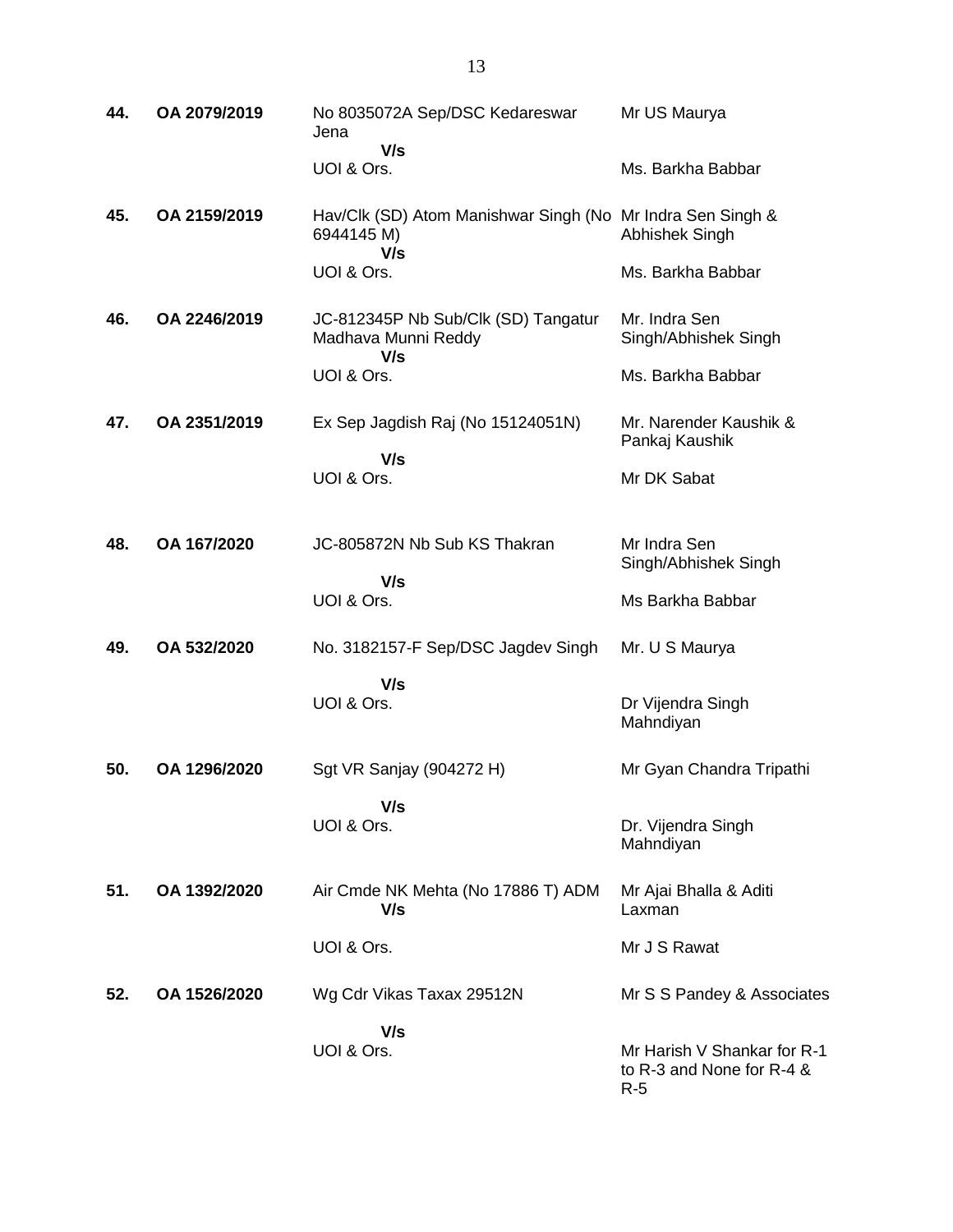| | | | |
|---|---|---|---|
| **44.** | **OA 2079/2019** | No 8035072A Sep/DSC Kedareswar Jena<br>**V/s**<br>UOI & Ors. | Mr US Maurya<br><br>Ms. Barkha Babbar |
| **45.** | **OA 2159/2019** | Hav/Clk (SD) Atom Manishwar Singh (No 6944145 M)<br>**V/s**<br>UOI & Ors. | Mr Indra Sen Singh & Abhishek Singh<br><br>Ms. Barkha Babbar |
| **46.** | **OA 2246/2019** | JC-812345P Nb Sub/Clk (SD) Tangatur Madhava Munni Reddy<br>**V/s**<br>UOI & Ors. | Mr. Indra Sen Singh/Abhishek Singh<br><br>Ms. Barkha Babbar |
| **47.** | **OA 2351/2019** | Ex Sep Jagdish Raj (No 15124051N)<br>**V/s**<br>UOI & Ors. | Mr. Narender Kaushik & Pankaj Kaushik<br><br>Mr DK Sabat |
| **48.** | **OA 167/2020** | JC-805872N Nb Sub KS Thakran<br>**V/s**<br>UOI & Ors. | Mr Indra Sen Singh/Abhishek Singh<br><br>Ms Barkha Babbar |
| **49.** | **OA 532/2020** | No. 3182157-F Sep/DSC Jagdev Singh<br>**V/s**<br>UOI & Ors. | Mr. U S Maurya<br><br>Dr Vijendra Singh Mahndiyan |
| **50.** | **OA 1296/2020** | Sgt VR Sanjay (904272 H)<br>**V/s**<br>UOI & Ors. | Mr Gyan Chandra Tripathi<br><br>Dr. Vijendra Singh Mahndiyan |
| **51.** | **OA 1392/2020** | Air Cmde NK Mehta (No 17886 T) ADM<br>**V/s**<br>UOI & Ors. | Mr Ajai Bhalla & Aditi Laxman<br><br>Mr J S Rawat |
| **52.** | **OA 1526/2020** | Wg Cdr Vikas Taxax 29512N<br>**V/s**<br>UOI & Ors. | Mr S S Pandey & Associates<br><br>Mr Harish V Shankar for R-1 to R-3 and None for R-4 & R-5 |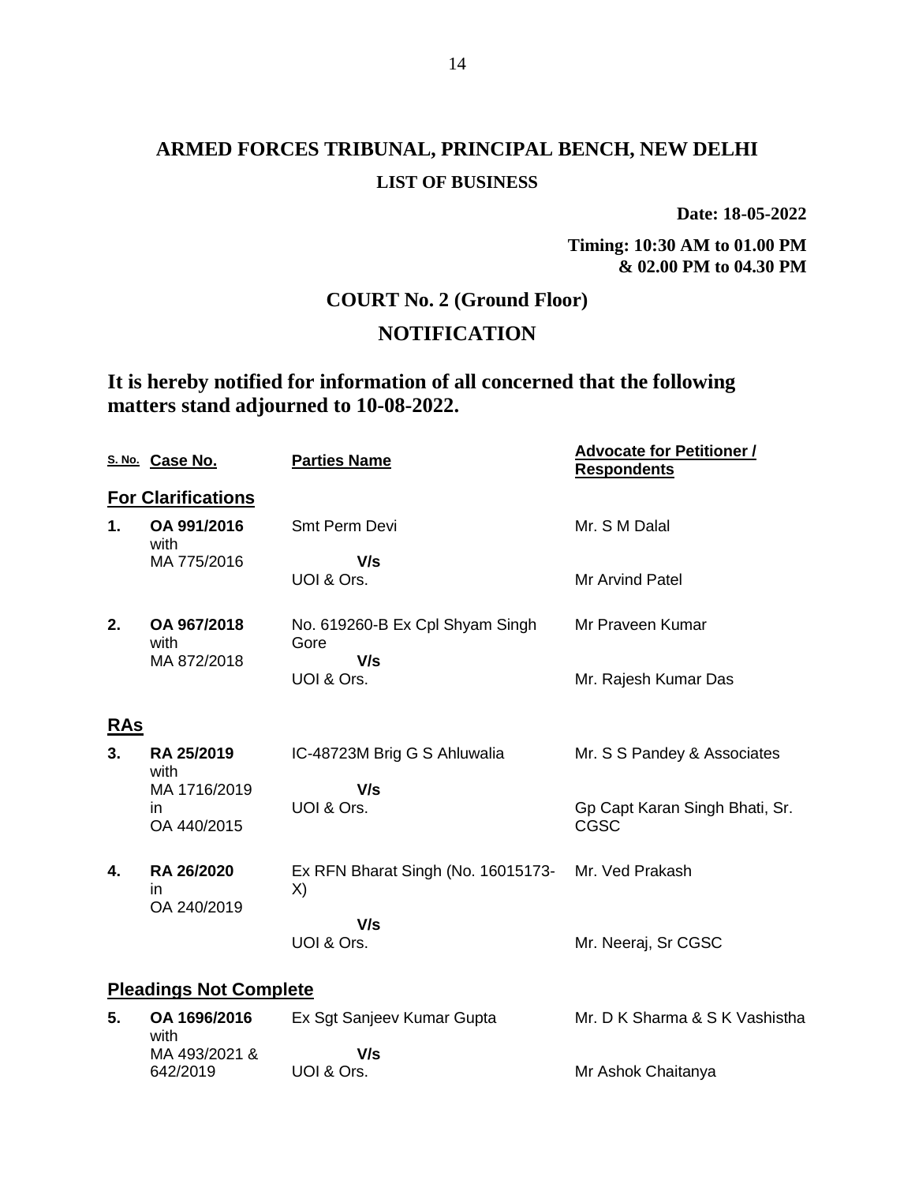# ARMED FORCES TRIBUNAL, PRINCIPAL BENCH, NEW DELHI

**LIST OF BUSINESS**

**Date: 18-05-2022**

**Timing: 10:30 AM to 01.00 PM & 02.00 PM to 04.30 PM**

## COURT No. 2 (Ground Floor)

## NOTIFICATION

### It is hereby notified for information of all concerned that the following matters stand adjourned to 10-08-2022.

| S. No. | Case No. | Parties Name | Advocate for Petitioner / Respondents |
|---|---|---|---|
| | **For Clarifications** | | |
| 1. | **OA 991/2016** with MA 775/2016 | Smt Perm Devi **V/s** UOI & Ors. | Mr. S M Dalal<br>Mr Arvind Patel |
| 2. | **OA 967/2018** with MA 872/2018 | No. 619260-B Ex Cpl Shyam Singh Gore **V/s** UOI & Ors. | Mr Praveen Kumar<br>Mr. Rajesh Kumar Das |
| | **RAs** | | |
| 3. | **RA 25/2019** with MA 1716/2019 in OA 440/2015 | IC-48723M Brig G S Ahluwalia **V/s** UOI & Ors. | Mr. S S Pandey & Associates<br>Gp Capt Karan Singh Bhati, Sr. CGSC |
| 4. | **RA 26/2020** in OA 240/2019 | Ex RFN Bharat Singh (No. 16015173-X) **V/s** UOI & Ors. | Mr. Ved Prakash<br>Mr. Neeraj, Sr CGSC |
| | **Pleadings Not Complete** | | |
| 5. | **OA 1696/2016** with MA 493/2021 & 642/2019 | Ex Sgt Sanjeev Kumar Gupta **V/s** UOI & Ors. | Mr. D K Sharma & S K Vashistha<br>Mr Ashok Chaitanya |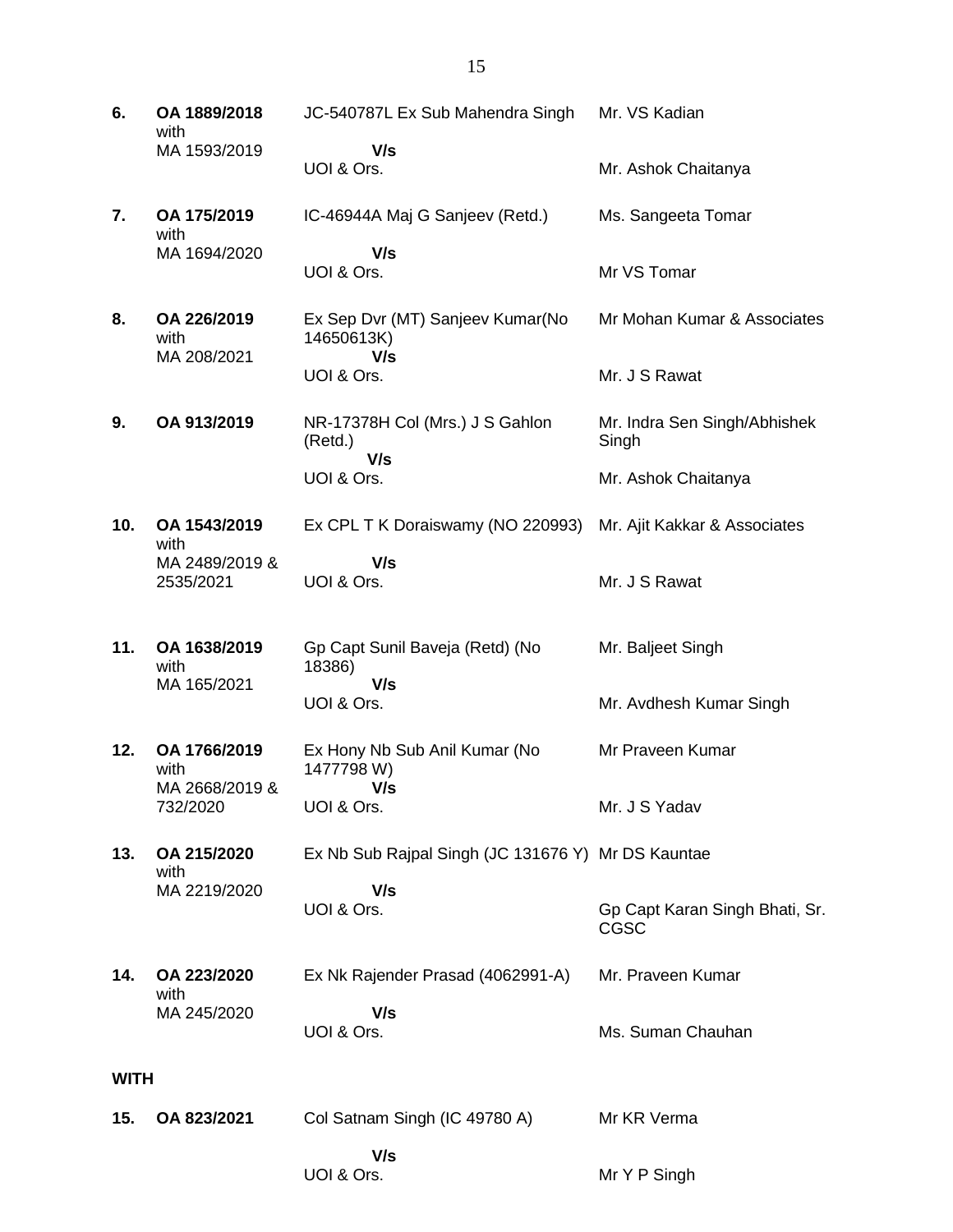| | | | |
|---|---|---|---|
| **6.** | **OA 1889/2018** with MA 1593/2019 | JC-540787L Ex Sub Mahendra Singh **V/s** UOI & Ors. | Mr. VS Kadian<br><br>Mr. Ashok Chaitanya |
| **7.** | **OA 175/2019** with MA 1694/2020 | IC-46944A Maj G Sanjeev (Retd.) **V/s** UOI & Ors. | Ms. Sangeeta Tomar<br><br>Mr VS Tomar |
| **8.** | **OA 226/2019** with MA 208/2021 | Ex Sep Dvr (MT) Sanjeev Kumar(No 14650613K) **V/s** UOI & Ors. | Mr Mohan Kumar & Associates<br><br>Mr. J S Rawat |
| **9.** | **OA 913/2019** | NR-17378H Col (Mrs.) J S Gahlon (Retd.) **V/s** UOI & Ors. | Mr. Indra Sen Singh/Abhishek Singh<br><br>Mr. Ashok Chaitanya |
| **10.** | **OA 1543/2019** with MA 2489/2019 & 2535/2021 | Ex CPL T K Doraiswamy (NO 220993) **V/s** UOI & Ors. | Mr. Ajit Kakkar & Associates<br><br>Mr. J S Rawat |
| **11.** | **OA 1638/2019** with MA 165/2021 | Gp Capt Sunil Baveja (Retd) (No 18386) **V/s** UOI & Ors. | Mr. Baljeet Singh<br><br>Mr. Avdhesh Kumar Singh |
| **12.** | **OA 1766/2019** with MA 2668/2019 & 732/2020 | Ex Hony Nb Sub Anil Kumar (No 1477798 W) **V/s** UOI & Ors. | Mr Praveen Kumar<br><br>Mr. J S Yadav |
| **13.** | **OA 215/2020** with MA 2219/2020 | Ex Nb Sub Rajpal Singh (JC 131676 Y) **V/s** UOI & Ors. | Mr DS Kauntae<br><br>Gp Capt Karan Singh Bhati, Sr. CGSC |
| **14.** | **OA 223/2020** with MA 245/2020 | Ex Nk Rajender Prasad (4062991-A) **V/s** UOI & Ors. | Mr. Praveen Kumar<br><br>Ms. Suman Chauhan |

**WITH**

| | | | |
|---|---|---|---|
| **15.** | **OA 823/2021** | Col Satnam Singh (IC 49780 A) **V/s** UOI & Ors. | Mr KR Verma<br><br>Mr Y P Singh |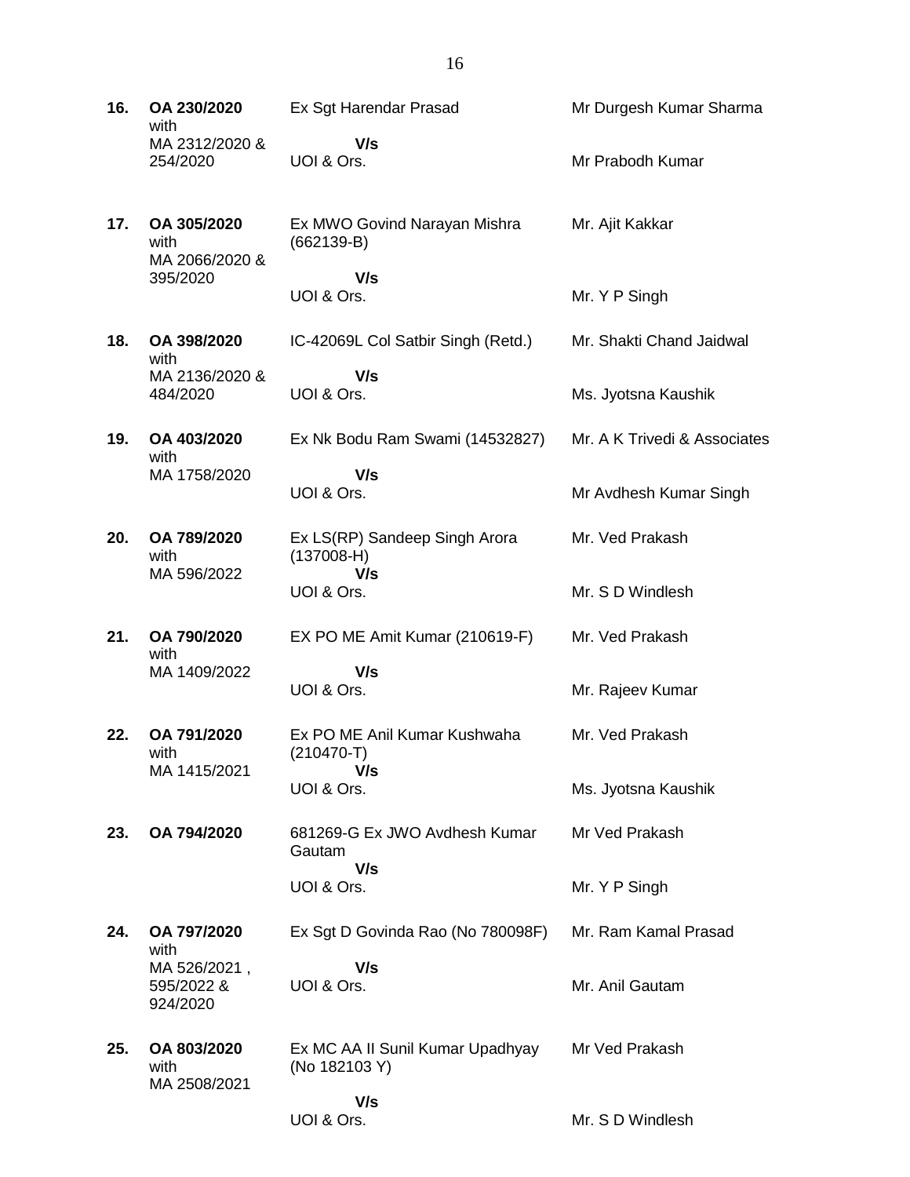| No. | Case No. | Parties | Counsel |
|---|---|---|---|
| **16.** | **OA 230/2020** with MA 2312/2020 & 254/2020 | Ex Sgt Harendar Prasad **V/s** UOI & Ors. | Mr Durgesh Kumar Sharma<br>Mr Prabodh Kumar |
| **17.** | **OA 305/2020** with MA 2066/2020 & 395/2020 | Ex MWO Govind Narayan Mishra (662139-B) **V/s** UOI & Ors. | Mr. Ajit Kakkar<br>Mr. Y P Singh |
| **18.** | **OA 398/2020** with MA 2136/2020 & 484/2020 | IC-42069L Col Satbir Singh (Retd.) **V/s** UOI & Ors. | Mr. Shakti Chand Jaidwal<br>Ms. Jyotsna Kaushik |
| **19.** | **OA 403/2020** with MA 1758/2020 | Ex Nk Bodu Ram Swami (14532827) **V/s** UOI & Ors. | Mr. A K Trivedi & Associates<br>Mr Avdhesh Kumar Singh |
| **20.** | **OA 789/2020** with MA 596/2022 | Ex LS(RP) Sandeep Singh Arora (137008-H) **V/s** UOI & Ors. | Mr. Ved Prakash<br>Mr. S D Windlesh |
| **21.** | **OA 790/2020** with MA 1409/2022 | EX PO ME Amit Kumar (210619-F) **V/s** UOI & Ors. | Mr. Ved Prakash<br>Mr. Rajeev Kumar |
| **22.** | **OA 791/2020** with MA 1415/2021 | Ex PO ME Anil Kumar Kushwaha (210470-T) **V/s** UOI & Ors. | Mr. Ved Prakash<br>Ms. Jyotsna Kaushik |
| **23.** | **OA 794/2020** | 681269-G Ex JWO Avdhesh Kumar Gautam **V/s** UOI & Ors. | Mr Ved Prakash<br>Mr. Y P Singh |
| **24.** | **OA 797/2020** with MA 526/2021 , 595/2022 & 924/2020 | Ex Sgt D Govinda Rao (No 780098F) **V/s** UOI & Ors. | Mr. Ram Kamal Prasad<br>Mr. Anil Gautam |
| **25.** | **OA 803/2020** with MA 2508/2021 | Ex MC AA II Sunil Kumar Upadhyay (No 182103 Y) **V/s** UOI & Ors. | Mr Ved Prakash<br>Mr. S D Windlesh |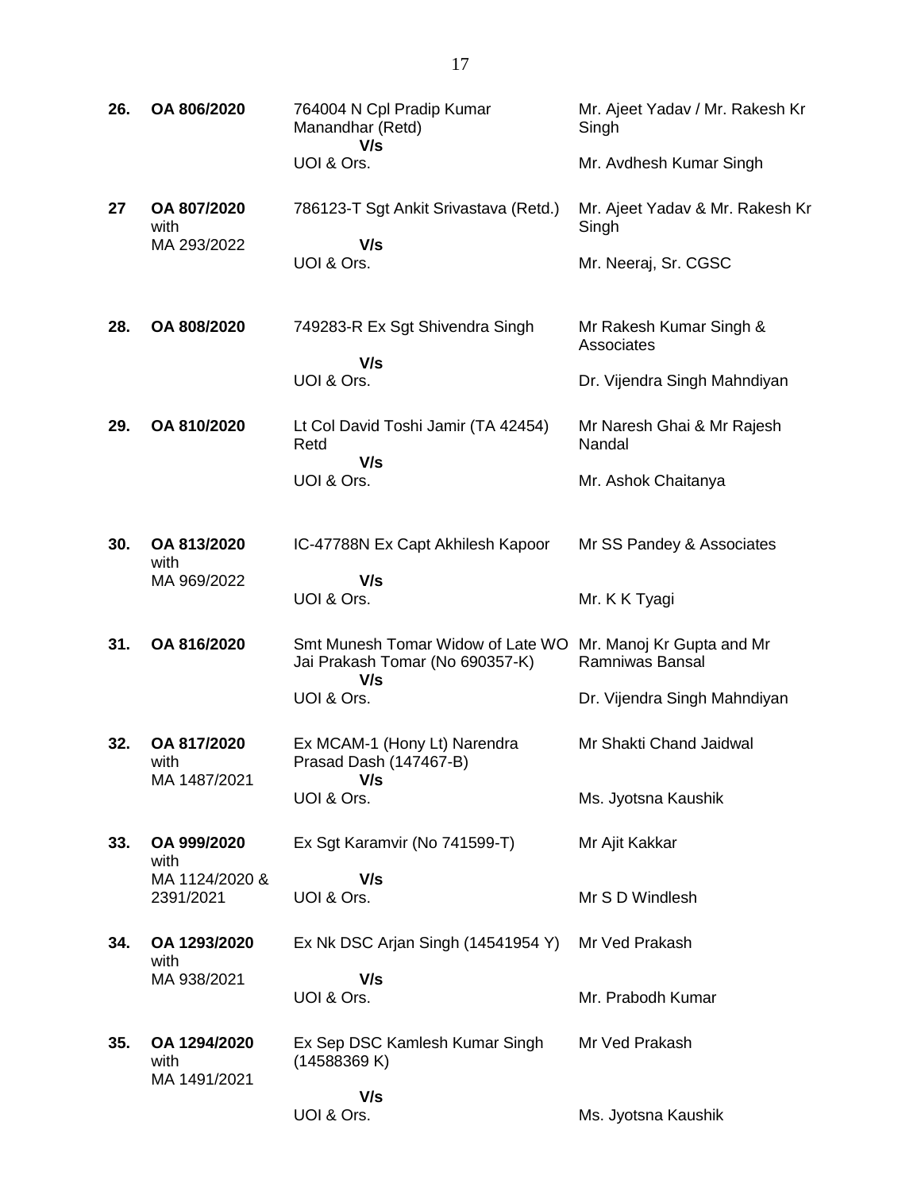| | | | |
|---|---|---|---|
| **26.** | **OA 806/2020** | 764004 N Cpl Pradip Kumar Manandhar (Retd)<br>**V/s**<br>UOI & Ors. | Mr. Ajeet Yadav / Mr. Rakesh Kr Singh<br><br>Mr. Avdhesh Kumar Singh |
| **27** | **OA 807/2020** with MA 293/2022 | 786123-T Sgt Ankit Srivastava (Retd.)<br>**V/s**<br>UOI & Ors. | Mr. Ajeet Yadav & Mr. Rakesh Kr Singh<br><br>Mr. Neeraj, Sr. CGSC |
| **28.** | **OA 808/2020** | 749283-R Ex Sgt Shivendra Singh<br>**V/s**<br>UOI & Ors. | Mr Rakesh Kumar Singh & Associates<br><br>Dr. Vijendra Singh Mahndiyan |
| **29.** | **OA 810/2020** | Lt Col David Toshi Jamir (TA 42454) Retd<br>**V/s**<br>UOI & Ors. | Mr Naresh Ghai & Mr Rajesh Nandal<br><br>Mr. Ashok Chaitanya |
| **30.** | **OA 813/2020** with MA 969/2022 | IC-47788N Ex Capt Akhilesh Kapoor<br>**V/s**<br>UOI & Ors. | Mr SS Pandey & Associates<br><br>Mr. K K Tyagi |
| **31.** | **OA 816/2020** | Smt Munesh Tomar Widow of Late WO Jai Prakash Tomar (No 690357-K)<br>**V/s**<br>UOI & Ors. | Mr. Manoj Kr Gupta and Mr Ramniwas Bansal<br><br>Dr. Vijendra Singh Mahndiyan |
| **32.** | **OA 817/2020** with MA 1487/2021 | Ex MCAM-1 (Hony Lt) Narendra Prasad Dash (147467-B)<br>**V/s**<br>UOI & Ors. | Mr Shakti Chand Jaidwal<br><br>Ms. Jyotsna Kaushik |
| **33.** | **OA 999/2020** with MA 1124/2020 & 2391/2021 | Ex Sgt Karamvir (No 741599-T)<br>**V/s**<br>UOI & Ors. | Mr Ajit Kakkar<br><br>Mr S D Windlesh |
| **34.** | **OA 1293/2020** with MA 938/2021 | Ex Nk DSC Arjan Singh (14541954 Y)<br>**V/s**<br>UOI & Ors. | Mr Ved Prakash<br><br>Mr. Prabodh Kumar |
| **35.** | **OA 1294/2020** with MA 1491/2021 | Ex Sep DSC Kamlesh Kumar Singh (14588369 K)<br>**V/s**<br>UOI & Ors. | Mr Ved Prakash<br><br>Ms. Jyotsna Kaushik |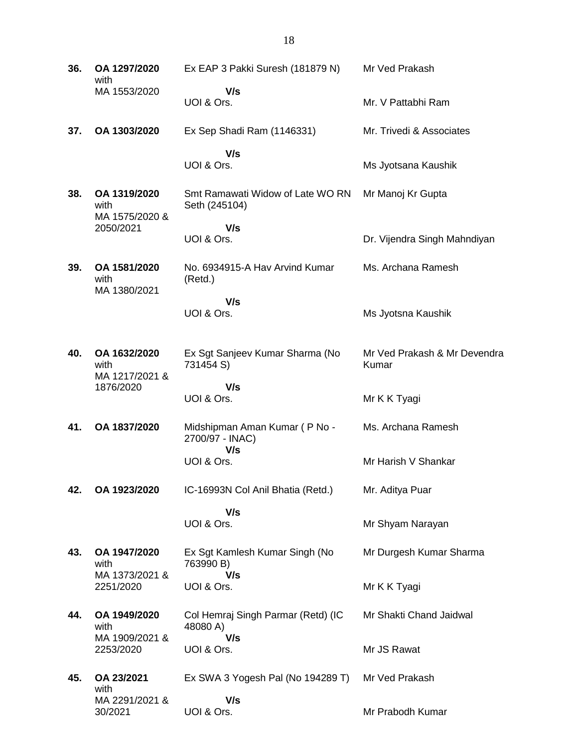| | | | |
|---|---|---|---|
| **36.** | **OA 1297/2020** with MA 1553/2020 | Ex EAP 3 Pakki Suresh (181879 N) **V/s** UOI & Ors. | Mr Ved Prakash<br>Mr. V Pattabhi Ram |
| **37.** | **OA 1303/2020** | Ex Sep Shadi Ram (1146331) **V/s** UOI & Ors. | Mr. Trivedi & Associates<br>Ms Jyotsana Kaushik |
| **38.** | **OA 1319/2020** with MA 1575/2020 & 2050/2021 | Smt Ramawati Widow of Late WO RN Seth (245104) **V/s** UOI & Ors. | Mr Manoj Kr Gupta<br>Dr. Vijendra Singh Mahndiyan |
| **39.** | **OA 1581/2020** with MA 1380/2021 | No. 6934915-A Hav Arvind Kumar (Retd.) **V/s** UOI & Ors. | Ms. Archana Ramesh<br>Ms Jyotsna Kaushik |
| **40.** | **OA 1632/2020** with MA 1217/2021 & 1876/2020 | Ex Sgt Sanjeev Kumar Sharma (No 731454 S) **V/s** UOI & Ors. | Mr Ved Prakash & Mr Devendra Kumar<br>Mr K K Tyagi |
| **41.** | **OA 1837/2020** | Midshipman Aman Kumar ( P No - 2700/97 - INAC) **V/s** UOI & Ors. | Ms. Archana Ramesh<br>Mr Harish V Shankar |
| **42.** | **OA 1923/2020** | IC-16993N Col Anil Bhatia (Retd.) **V/s** UOI & Ors. | Mr. Aditya Puar<br>Mr Shyam Narayan |
| **43.** | **OA 1947/2020** with MA 1373/2021 & 2251/2020 | Ex Sgt Kamlesh Kumar Singh (No 763990 B) **V/s** UOI & Ors. | Mr Durgesh Kumar Sharma<br>Mr K K Tyagi |
| **44.** | **OA 1949/2020** with MA 1909/2021 & 2253/2020 | Col Hemraj Singh Parmar (Retd) (IC 48080 A) **V/s** UOI & Ors. | Mr Shakti Chand Jaidwal<br>Mr JS Rawat |
| **45.** | **OA 23/2021** with MA 2291/2021 & 30/2021 | Ex SWA 3 Yogesh Pal (No 194289 T) **V/s** UOI & Ors. | Mr Ved Prakash<br>Mr Prabodh Kumar |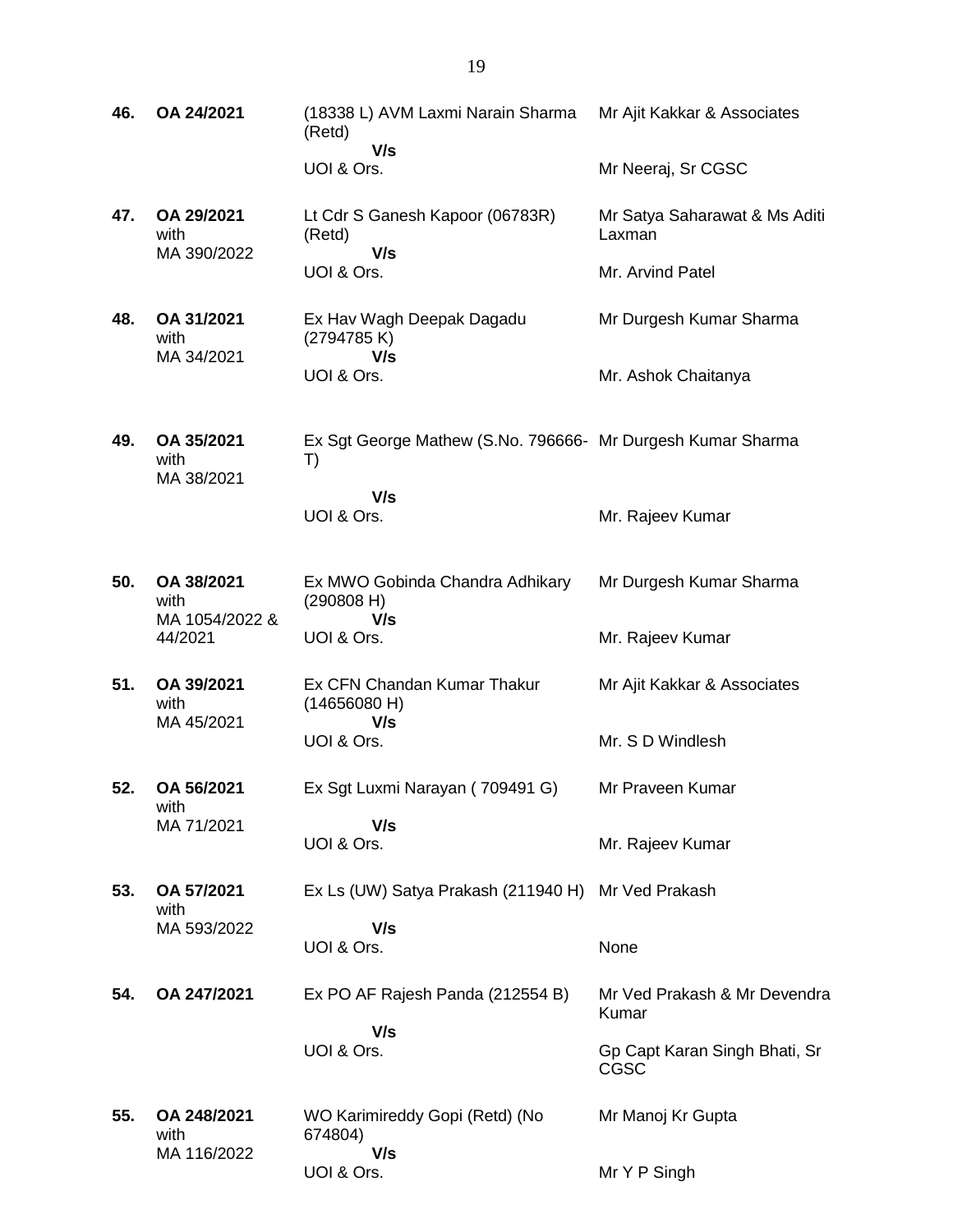| | | | |
|---|---|---|---|
| **46.** | **OA 24/2021** | (18338 L) AVM Laxmi Narain Sharma (Retd)<br>**V/s**<br>UOI & Ors. | Mr Ajit Kakkar & Associates<br><br>Mr Neeraj, Sr CGSC |
| **47.** | **OA 29/2021** with MA 390/2022 | Lt Cdr S Ganesh Kapoor (06783R) (Retd)<br>**V/s**<br>UOI & Ors. | Mr Satya Saharawat & Ms Aditi Laxman<br><br>Mr. Arvind Patel |
| **48.** | **OA 31/2021** with MA 34/2021 | Ex Hav Wagh Deepak Dagadu (2794785 K)<br>**V/s**<br>UOI & Ors. | Mr Durgesh Kumar Sharma<br><br>Mr. Ashok Chaitanya |
| **49.** | **OA 35/2021** with MA 38/2021 | Ex Sgt George Mathew (S.No. 796666-T)<br>**V/s**<br>UOI & Ors. | Mr Durgesh Kumar Sharma<br><br>Mr. Rajeev Kumar |
| **50.** | **OA 38/2021** with MA 1054/2022 & 44/2021 | Ex MWO Gobinda Chandra Adhikary (290808 H)<br>**V/s**<br>UOI & Ors. | Mr Durgesh Kumar Sharma<br><br>Mr. Rajeev Kumar |
| **51.** | **OA 39/2021** with MA 45/2021 | Ex CFN Chandan Kumar Thakur (14656080 H)<br>**V/s**<br>UOI & Ors. | Mr Ajit Kakkar & Associates<br><br>Mr. S D Windlesh |
| **52.** | **OA 56/2021** with MA 71/2021 | Ex Sgt Luxmi Narayan ( 709491 G)<br>**V/s**<br>UOI & Ors. | Mr Praveen Kumar<br><br>Mr. Rajeev Kumar |
| **53.** | **OA 57/2021** with MA 593/2022 | Ex Ls (UW) Satya Prakash (211940 H)<br>**V/s**<br>UOI & Ors. | Mr Ved Prakash<br><br>None |
| **54.** | **OA 247/2021** | Ex PO AF Rajesh Panda (212554 B)<br>**V/s**<br>UOI & Ors. | Mr Ved Prakash & Mr Devendra Kumar<br><br>Gp Capt Karan Singh Bhati, Sr CGSC |
| **55.** | **OA 248/2021** with MA 116/2022 | WO Karimireddy Gopi (Retd) (No 674804)<br>**V/s**<br>UOI & Ors. | Mr Manoj Kr Gupta<br><br>Mr Y P Singh |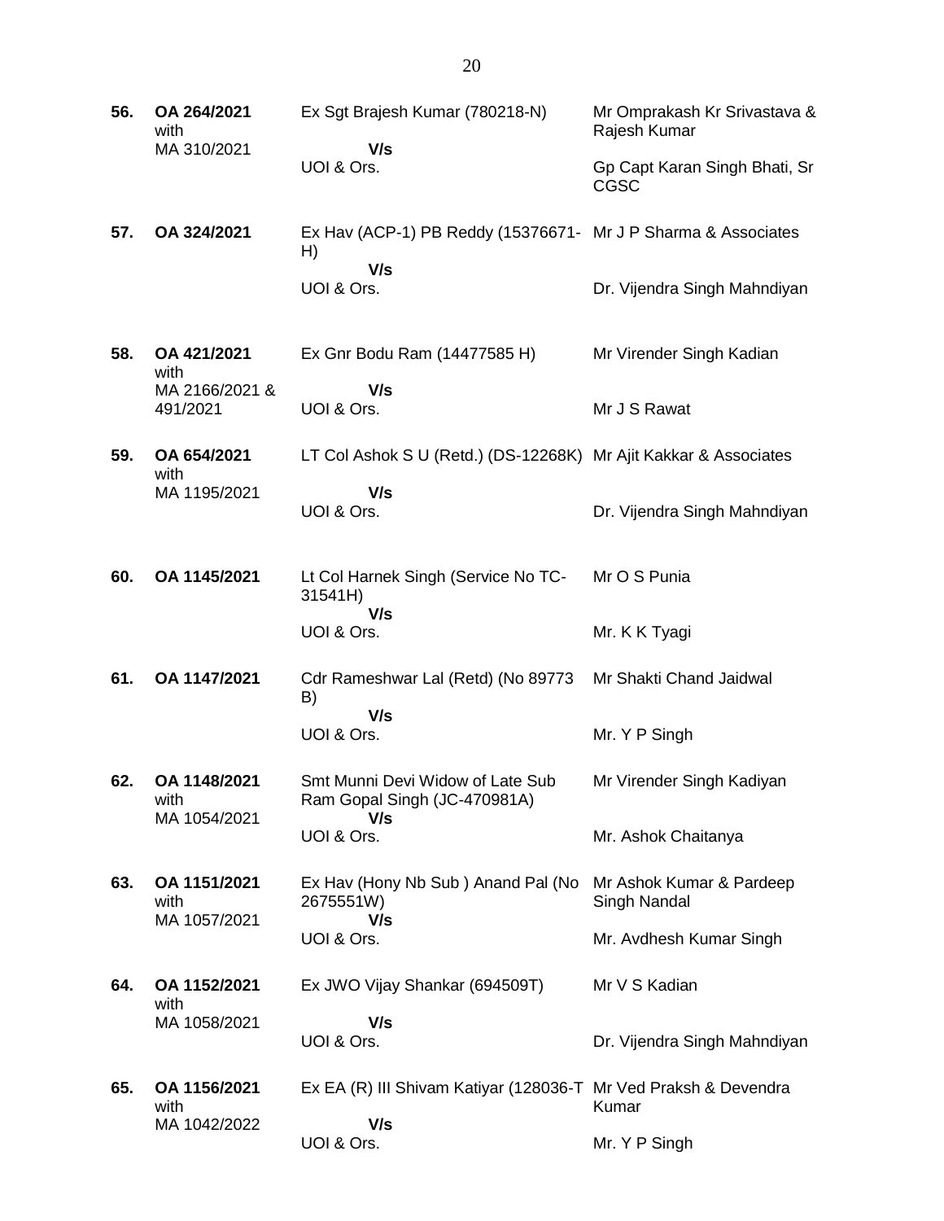| | | | |
|---|---|---|---|
| **56.** | **OA 264/2021** with MA 310/2021 | Ex Sgt Brajesh Kumar (780218-N) **V/s** UOI & Ors. | Mr Omprakash Kr Srivastava & Rajesh Kumar<br>Gp Capt Karan Singh Bhati, Sr CGSC |
| **57.** | **OA 324/2021** | Ex Hav (ACP-1) PB Reddy (15376671-H) **V/s** UOI & Ors. | Mr J P Sharma & Associates<br>Dr. Vijendra Singh Mahndiyan |
| **58.** | **OA 421/2021** with MA 2166/2021 & 491/2021 | Ex Gnr Bodu Ram (14477585 H) **V/s** UOI & Ors. | Mr Virender Singh Kadian<br>Mr J S Rawat |
| **59.** | **OA 654/2021** with MA 1195/2021 | LT Col Ashok S U (Retd.) (DS-12268K) **V/s** UOI & Ors. | Mr Ajit Kakkar & Associates<br>Dr. Vijendra Singh Mahndiyan |
| **60.** | **OA 1145/2021** | Lt Col Harnek Singh (Service No TC-31541H) **V/s** UOI & Ors. | Mr O S Punia<br>Mr. K K Tyagi |
| **61.** | **OA 1147/2021** | Cdr Rameshwar Lal (Retd) (No 89773 B) **V/s** UOI & Ors. | Mr Shakti Chand Jaidwal<br>Mr. Y P Singh |
| **62.** | **OA 1148/2021** with MA 1054/2021 | Smt Munni Devi Widow of Late Sub Ram Gopal Singh (JC-470981A) **V/s** UOI & Ors. | Mr Virender Singh Kadiyan<br>Mr. Ashok Chaitanya |
| **63.** | **OA 1151/2021** with MA 1057/2021 | Ex Hav (Hony Nb Sub ) Anand Pal (No 2675551W) **V/s** UOI & Ors. | Mr Ashok Kumar & Pardeep Singh Nandal<br>Mr. Avdhesh Kumar Singh |
| **64.** | **OA 1152/2021** with MA 1058/2021 | Ex JWO Vijay Shankar (694509T) **V/s** UOI & Ors. | Mr V S Kadian<br>Dr. Vijendra Singh Mahndiyan |
| **65.** | **OA 1156/2021** with MA 1042/2022 | Ex EA (R) III Shivam Katiyar (128036-T **V/s** UOI & Ors. | Mr Ved Praksh & Devendra Kumar<br>Mr. Y P Singh |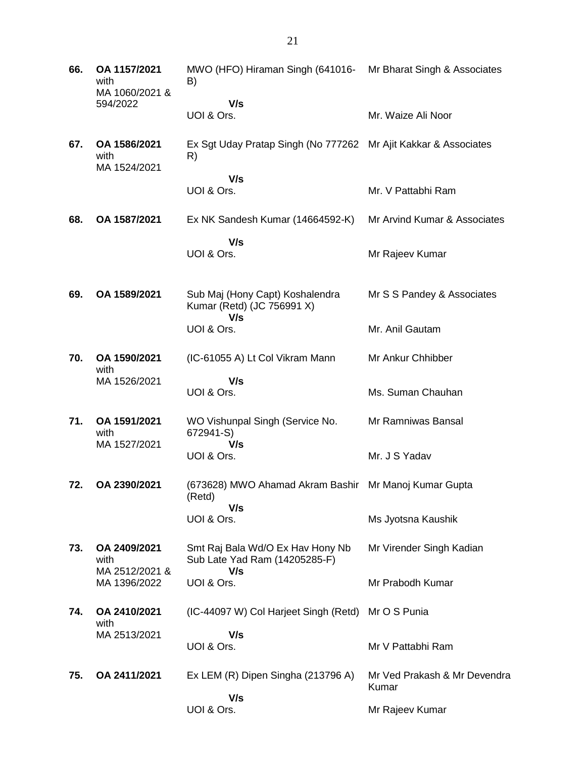| | | | |
|---|---|---|---|
| **66.** | **OA 1157/2021** with MA 1060/2021 & 594/2022 | MWO (HFO) Hiraman Singh (641016-B)<br>**V/s**<br>UOI & Ors. | Mr Bharat Singh & Associates<br><br>Mr. Waize Ali Noor |
| **67.** | **OA 1586/2021** with MA 1524/2021 | Ex Sgt Uday Pratap Singh (No 777262 R)<br>**V/s**<br>UOI & Ors. | Mr Ajit Kakkar & Associates<br><br>Mr. V Pattabhi Ram |
| **68.** | **OA 1587/2021** | Ex NK Sandesh Kumar (14664592-K)<br>**V/s**<br>UOI & Ors. | Mr Arvind Kumar & Associates<br><br>Mr Rajeev Kumar |
| **69.** | **OA 1589/2021** | Sub Maj (Hony Capt) Koshalendra Kumar (Retd) (JC 756991 X)<br>**V/s**<br>UOI & Ors. | Mr S S Pandey & Associates<br><br>Mr. Anil Gautam |
| **70.** | **OA 1590/2021** with MA 1526/2021 | (IC-61055 A) Lt Col Vikram Mann<br>**V/s**<br>UOI & Ors. | Mr Ankur Chhibber<br><br>Ms. Suman Chauhan |
| **71.** | **OA 1591/2021** with MA 1527/2021 | WO Vishunpal Singh (Service No. 672941-S)<br>**V/s**<br>UOI & Ors. | Mr Ramniwas Bansal<br><br>Mr. J S Yadav |
| **72.** | **OA 2390/2021** | (673628) MWO Ahamad Akram Bashir (Retd)<br>**V/s**<br>UOI & Ors. | Mr Manoj Kumar Gupta<br><br>Ms Jyotsna Kaushik |
| **73.** | **OA 2409/2021** with MA 2512/2021 & MA 1396/2022 | Smt Raj Bala Wd/O Ex Hav Hony Nb Sub Late Yad Ram (14205285-F)<br>**V/s**<br>UOI & Ors. | Mr Virender Singh Kadian<br><br>Mr Prabodh Kumar |
| **74.** | **OA 2410/2021** with MA 2513/2021 | (IC-44097 W) Col Harjeet Singh (Retd)<br>**V/s**<br>UOI & Ors. | Mr O S Punia<br><br>Mr V Pattabhi Ram |
| **75.** | **OA 2411/2021** | Ex LEM (R) Dipen Singha (213796 A)<br>**V/s**<br>UOI & Ors. | Mr Ved Prakash & Mr Devendra Kumar<br><br>Mr Rajeev Kumar |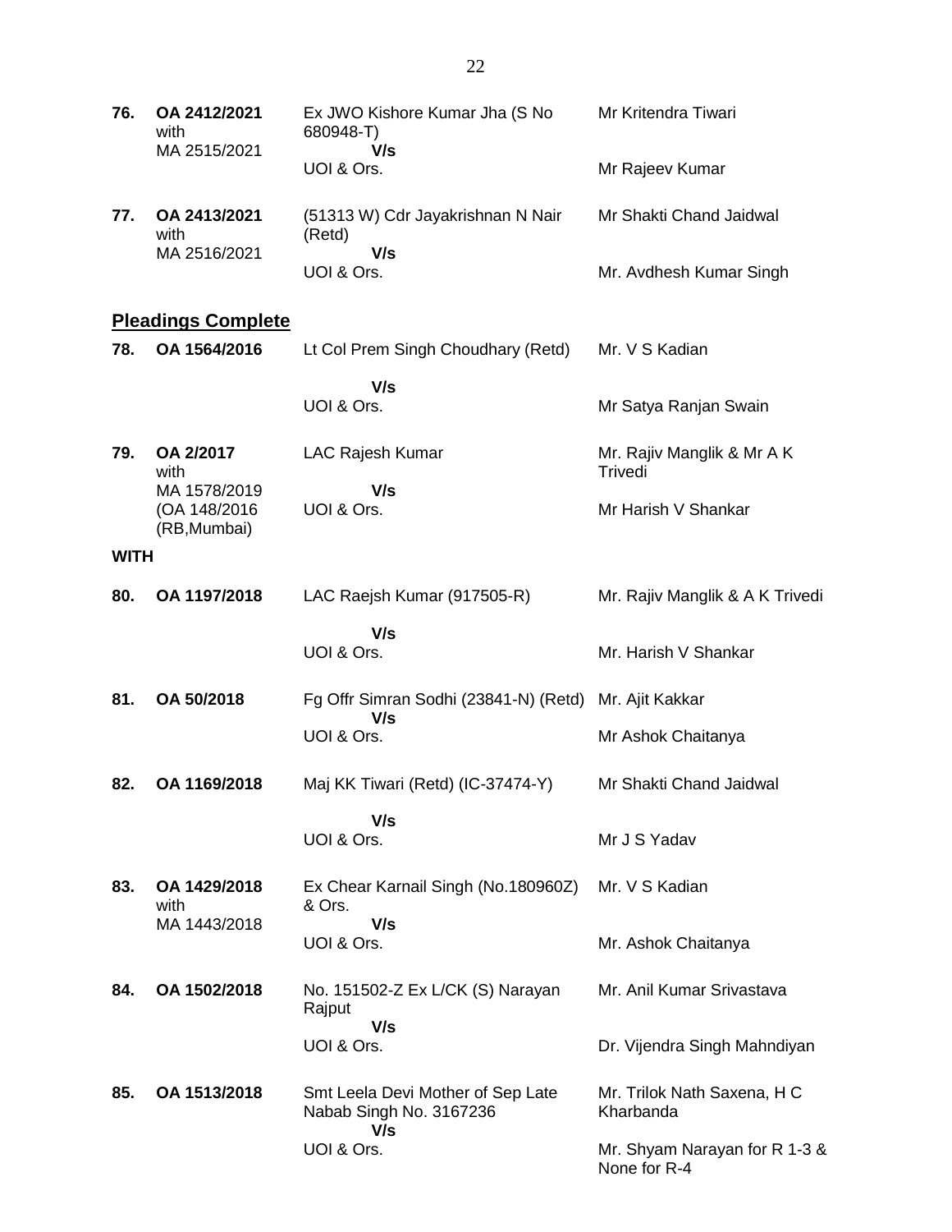| | | | |
|---|---|---|---|
| **76.** | **OA 2412/2021** with MA 2515/2021 | Ex JWO Kishore Kumar Jha (S No 680948-T) **V/s** UOI & Ors. | Mr Kritendra Tiwari<br><br>Mr Rajeev Kumar |
| **77.** | **OA 2413/2021** with MA 2516/2021 | (51313 W) Cdr Jayakrishnan N Nair (Retd) **V/s** UOI & Ors. | Mr Shakti Chand Jaidwal<br><br>Mr. Avdhesh Kumar Singh |

## **Pleadings Complete**

| | | | |
|---|---|---|---|
| **78.** | **OA 1564/2016** | Lt Col Prem Singh Choudhary (Retd) **V/s** UOI & Ors. | Mr. V S Kadian<br><br>Mr Satya Ranjan Swain |
| **79.** | **OA 2/2017** with MA 1578/2019 (OA 148/2016 (RB,Mumbai) | LAC Rajesh Kumar **V/s** UOI & Ors. | Mr. Rajiv Manglik & Mr A K Trivedi<br><br>Mr Harish V Shankar |
| **WITH** | | | |
| **80.** | **OA 1197/2018** | LAC Raejsh Kumar (917505-R) **V/s** UOI & Ors. | Mr. Rajiv Manglik & A K Trivedi<br><br>Mr. Harish V Shankar |
| **81.** | **OA 50/2018** | Fg Offr Simran Sodhi (23841-N) (Retd) **V/s** UOI & Ors. | Mr. Ajit Kakkar<br><br>Mr Ashok Chaitanya |
| **82.** | **OA 1169/2018** | Maj KK Tiwari (Retd) (IC-37474-Y) **V/s** UOI & Ors. | Mr Shakti Chand Jaidwal<br><br>Mr J S Yadav |
| **83.** | **OA 1429/2018** with MA 1443/2018 | Ex Chear Karnail Singh (No.180960Z) & Ors. **V/s** UOI & Ors. | Mr. V S Kadian<br><br>Mr. Ashok Chaitanya |
| **84.** | **OA 1502/2018** | No. 151502-Z Ex L/CK (S) Narayan Rajput **V/s** UOI & Ors. | Mr. Anil Kumar Srivastava<br><br>Dr. Vijendra Singh Mahndiyan |
| **85.** | **OA 1513/2018** | Smt Leela Devi Mother of Sep Late Nabab Singh No. 3167236 **V/s** UOI & Ors. | Mr. Trilok Nath Saxena, H C Kharbanda<br><br>Mr. Shyam Narayan for R 1-3 & None for R-4 |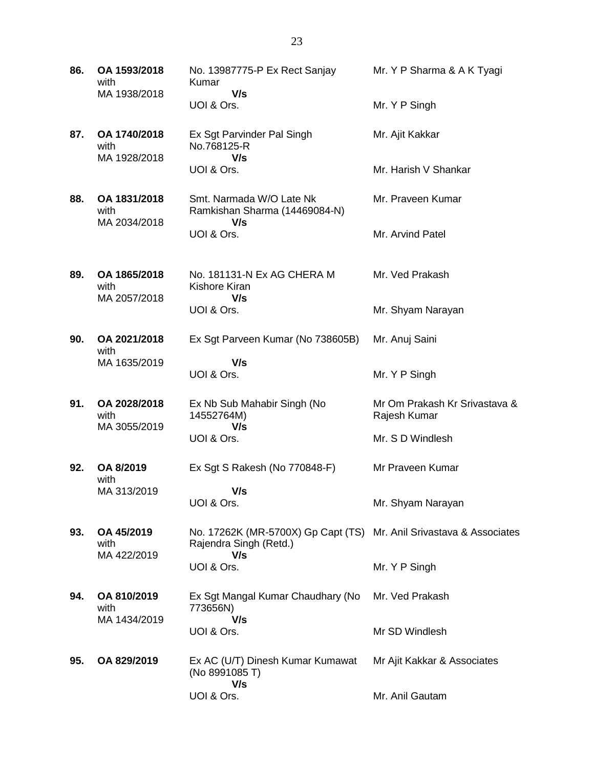| | | | |
|---|---|---|---|
| **86.** | **OA 1593/2018** with MA 1938/2018 | No. 13987775-P Ex Rect Sanjay Kumar **V/s** UOI & Ors. | Mr. Y P Sharma & A K Tyagi<br><br>Mr. Y P Singh |
| **87.** | **OA 1740/2018** with MA 1928/2018 | Ex Sgt Parvinder Pal Singh No.768125-R **V/s** UOI & Ors. | Mr. Ajit Kakkar<br><br>Mr. Harish V Shankar |
| **88.** | **OA 1831/2018** with MA 2034/2018 | Smt. Narmada W/O Late Nk Ramkishan Sharma (14469084-N) **V/s** UOI & Ors. | Mr. Praveen Kumar<br><br>Mr. Arvind Patel |
| **89.** | **OA 1865/2018** with MA 2057/2018 | No. 181131-N Ex AG CHERA M Kishore Kiran **V/s** UOI & Ors. | Mr. Ved Prakash<br><br>Mr. Shyam Narayan |
| **90.** | **OA 2021/2018** with MA 1635/2019 | Ex Sgt Parveen Kumar (No 738605B) **V/s** UOI & Ors. | Mr. Anuj Saini<br><br>Mr. Y P Singh |
| **91.** | **OA 2028/2018** with MA 3055/2019 | Ex Nb Sub Mahabir Singh (No 14552764M) **V/s** UOI & Ors. | Mr Om Prakash Kr Srivastava & Rajesh Kumar<br><br>Mr. S D Windlesh |
| **92.** | **OA 8/2019** with MA 313/2019 | Ex Sgt S Rakesh (No 770848-F) **V/s** UOI & Ors. | Mr Praveen Kumar<br><br>Mr. Shyam Narayan |
| **93.** | **OA 45/2019** with MA 422/2019 | No. 17262K (MR-5700X) Gp Capt (TS) Rajendra Singh (Retd.) **V/s** UOI & Ors. | Mr. Anil Srivastava & Associates<br><br>Mr. Y P Singh |
| **94.** | **OA 810/2019** with MA 1434/2019 | Ex Sgt Mangal Kumar Chaudhary (No 773656N) **V/s** UOI & Ors. | Mr. Ved Prakash<br><br>Mr SD Windlesh |
| **95.** | **OA 829/2019** | Ex AC (U/T) Dinesh Kumar Kumawat (No 8991085 T) **V/s** UOI & Ors. | Mr Ajit Kakkar & Associates<br><br>Mr. Anil Gautam |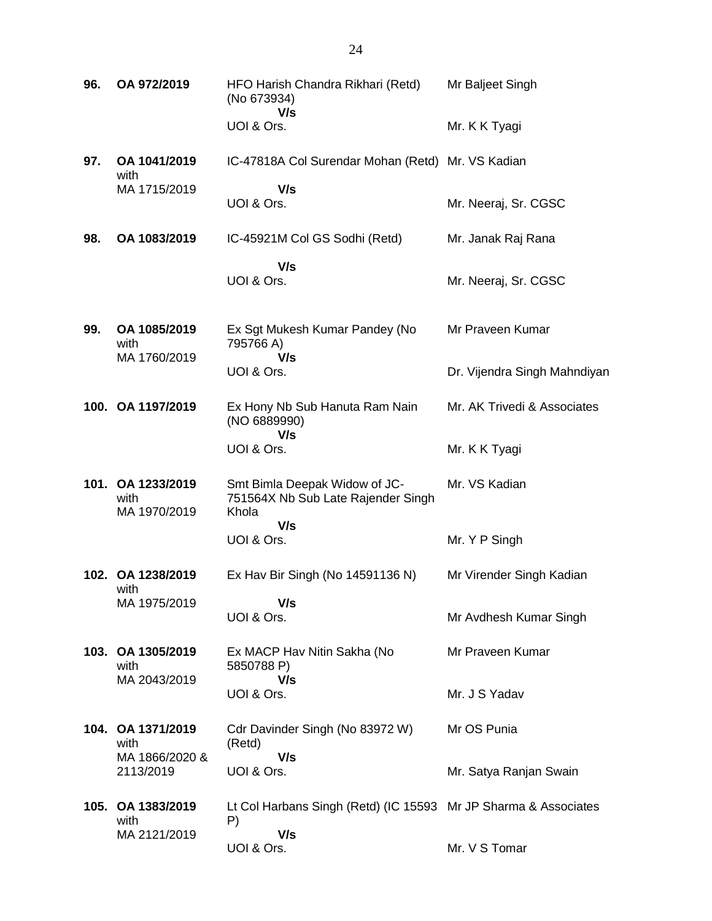| | | | |
|---|---|---|---|
| **96.** | **OA 972/2019** | HFO Harish Chandra Rikhari (Retd) (No 673934)<br>**V/s**<br>UOI & Ors. | Mr Baljeet Singh<br><br>Mr. K K Tyagi |
| **97.** | **OA 1041/2019** with MA 1715/2019 | IC-47818A Col Surendar Mohan (Retd)<br>**V/s**<br>UOI & Ors. | Mr. VS Kadian<br><br>Mr. Neeraj, Sr. CGSC |
| **98.** | **OA 1083/2019** | IC-45921M Col GS Sodhi (Retd)<br>**V/s**<br>UOI & Ors. | Mr. Janak Raj Rana<br><br>Mr. Neeraj, Sr. CGSC |
| **99.** | **OA 1085/2019** with MA 1760/2019 | Ex Sgt Mukesh Kumar Pandey (No 795766 A)<br>**V/s**<br>UOI & Ors. | Mr Praveen Kumar<br><br>Dr. Vijendra Singh Mahndiyan |
| **100.** | **OA 1197/2019** | Ex Hony Nb Sub Hanuta Ram Nain (NO 6889990)<br>**V/s**<br>UOI & Ors. | Mr. AK Trivedi & Associates<br><br>Mr. K K Tyagi |
| **101.** | **OA 1233/2019** with MA 1970/2019 | Smt Bimla Deepak Widow of JC-751564X Nb Sub Late Rajender Singh Khola<br>**V/s**<br>UOI & Ors. | Mr. VS Kadian<br><br>Mr. Y P Singh |
| **102.** | **OA 1238/2019** with MA 1975/2019 | Ex Hav Bir Singh (No 14591136 N)<br>**V/s**<br>UOI & Ors. | Mr Virender Singh Kadian<br><br>Mr Avdhesh Kumar Singh |
| **103.** | **OA 1305/2019** with MA 2043/2019 | Ex MACP Hav Nitin Sakha (No 5850788 P)<br>**V/s**<br>UOI & Ors. | Mr Praveen Kumar<br><br>Mr. J S Yadav |
| **104.** | **OA 1371/2019** with MA 1866/2020 & 2113/2019 | Cdr Davinder Singh (No 83972 W) (Retd)<br>**V/s**<br>UOI & Ors. | Mr OS Punia<br><br>Mr. Satya Ranjan Swain |
| **105.** | **OA 1383/2019** with MA 2121/2019 | Lt Col Harbans Singh (Retd) (IC 15593 P)<br>**V/s**<br>UOI & Ors. | Mr JP Sharma & Associates<br><br>Mr. V S Tomar |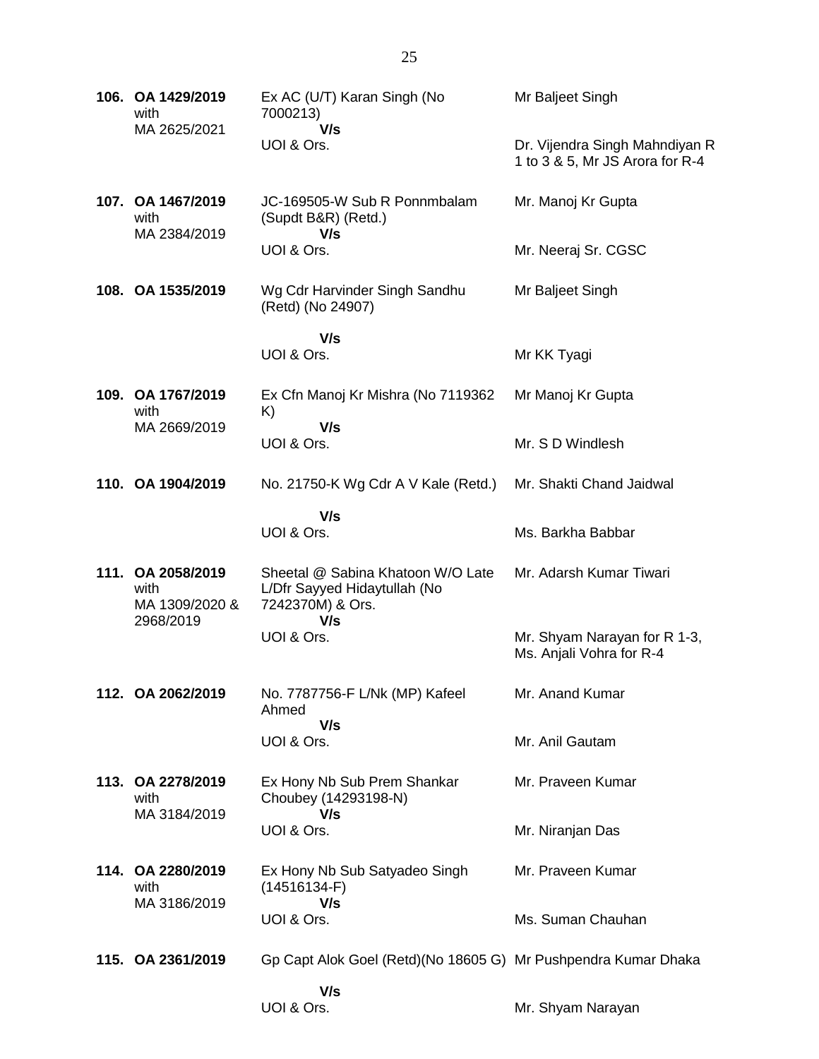| | | | |
|---|---|---|---|
| **106.** | **OA 1429/2019** with MA 2625/2021 | Ex AC (U/T) Karan Singh (No 7000213) **V/s** UOI & Ors. | Mr Baljeet Singh<br><br>Dr. Vijendra Singh Mahndiyan R 1 to 3 & 5, Mr JS Arora for R-4 |
| **107.** | **OA 1467/2019** with MA 2384/2019 | JC-169505-W Sub R Ponnmbalam (Supdt B&R) (Retd.) **V/s** UOI & Ors. | Mr. Manoj Kr Gupta<br><br>Mr. Neeraj Sr. CGSC |
| **108.** | **OA 1535/2019** | Wg Cdr Harvinder Singh Sandhu (Retd) (No 24907) **V/s** UOI & Ors. | Mr Baljeet Singh<br><br>Mr KK Tyagi |
| **109.** | **OA 1767/2019** with MA 2669/2019 | Ex Cfn Manoj Kr Mishra (No 7119362 K) **V/s** UOI & Ors. | Mr Manoj Kr Gupta<br><br>Mr. S D Windlesh |
| **110.** | **OA 1904/2019** | No. 21750-K Wg Cdr A V Kale (Retd.) **V/s** UOI & Ors. | Mr. Shakti Chand Jaidwal<br><br>Ms. Barkha Babbar |
| **111.** | **OA 2058/2019** with MA 1309/2020 & 2968/2019 | Sheetal @ Sabina Khatoon W/O Late L/Dfr Sayyed Hidaytullah (No 7242370M) & Ors. **V/s** UOI & Ors. | Mr. Adarsh Kumar Tiwari<br><br>Mr. Shyam Narayan for R 1-3, Ms. Anjali Vohra for R-4 |
| **112.** | **OA 2062/2019** | No. 7787756-F L/Nk (MP) Kafeel Ahmed **V/s** UOI & Ors. | Mr. Anand Kumar<br><br>Mr. Anil Gautam |
| **113.** | **OA 2278/2019** with MA 3184/2019 | Ex Hony Nb Sub Prem Shankar Choubey (14293198-N) **V/s** UOI & Ors. | Mr. Praveen Kumar<br><br>Mr. Niranjan Das |
| **114.** | **OA 2280/2019** with MA 3186/2019 | Ex Hony Nb Sub Satyadeo Singh (14516134-F) **V/s** UOI & Ors. | Mr. Praveen Kumar<br><br>Ms. Suman Chauhan |
| **115.** | **OA 2361/2019** | Gp Capt Alok Goel (Retd)(No 18605 G) **V/s** UOI & Ors. | Mr Pushpendra Kumar Dhaka<br><br>Mr. Shyam Narayan |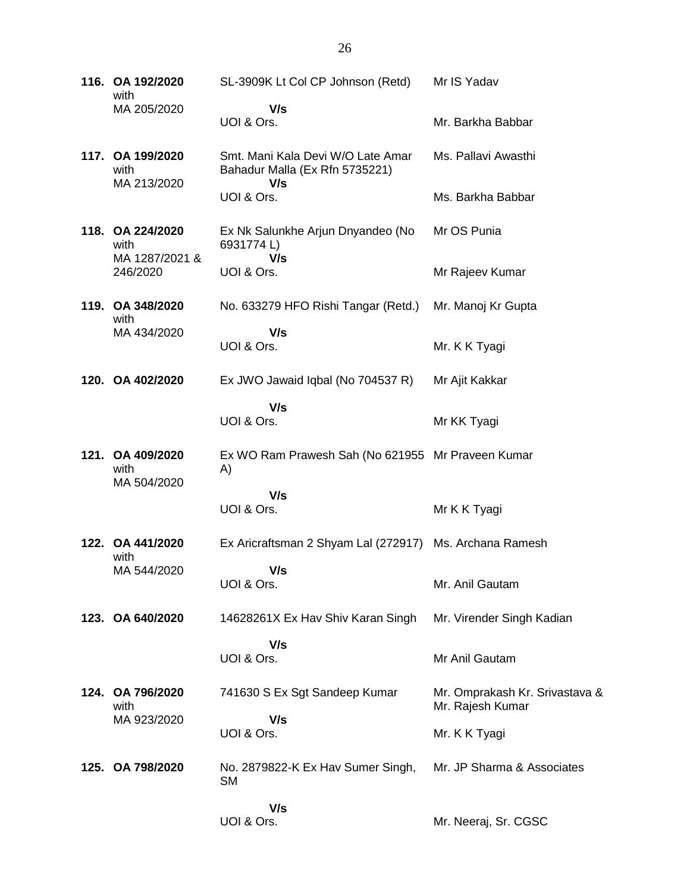| | | | |
|---|---|---|---|
| 116. | **OA 192/2020** with MA 205/2020 | SL-3909K Lt Col CP Johnson (Retd)<br>**V/s**<br>UOI & Ors. | Mr IS Yadav<br><br>Mr. Barkha Babbar |
| 117. | **OA 199/2020** with MA 213/2020 | Smt. Mani Kala Devi W/O Late Amar Bahadur Malla (Ex Rfn 5735221)<br>**V/s**<br>UOI & Ors. | Ms. Pallavi Awasthi<br><br>Ms. Barkha Babbar |
| 118. | **OA 224/2020** with MA 1287/2021 & 246/2020 | Ex Nk Salunkhe Arjun Dnyandeo (No 6931774 L)<br>**V/s**<br>UOI & Ors. | Mr OS Punia<br><br>Mr Rajeev Kumar |
| 119. | **OA 348/2020** with MA 434/2020 | No. 633279 HFO Rishi Tangar (Retd.)<br>**V/s**<br>UOI & Ors. | Mr. Manoj Kr Gupta<br><br>Mr. K K Tyagi |
| 120. | **OA 402/2020** | Ex JWO Jawaid Iqbal (No 704537 R)<br>**V/s**<br>UOI & Ors. | Mr Ajit Kakkar<br><br>Mr KK Tyagi |
| 121. | **OA 409/2020** with MA 504/2020 | Ex WO Ram Prawesh Sah (No 621955 A)<br>**V/s**<br>UOI & Ors. | Mr Praveen Kumar<br><br>Mr K K Tyagi |
| 122. | **OA 441/2020** with MA 544/2020 | Ex Aricraftsman 2 Shyam Lal (272917)<br>**V/s**<br>UOI & Ors. | Ms. Archana Ramesh<br><br>Mr. Anil Gautam |
| 123. | **OA 640/2020** | 14628261X Ex Hav Shiv Karan Singh<br>**V/s**<br>UOI & Ors. | Mr. Virender Singh Kadian<br><br>Mr Anil Gautam |
| 124. | **OA 796/2020** with MA 923/2020 | 741630 S Ex Sgt Sandeep Kumar<br>**V/s**<br>UOI & Ors. | Mr. Omprakash Kr. Srivastava & Mr. Rajesh Kumar<br><br>Mr. K K Tyagi |
| 125. | **OA 798/2020** | No. 2879822-K Ex Hav Sumer Singh, SM<br>**V/s**<br>UOI & Ors. | Mr. JP Sharma & Associates<br><br>Mr. Neeraj, Sr. CGSC |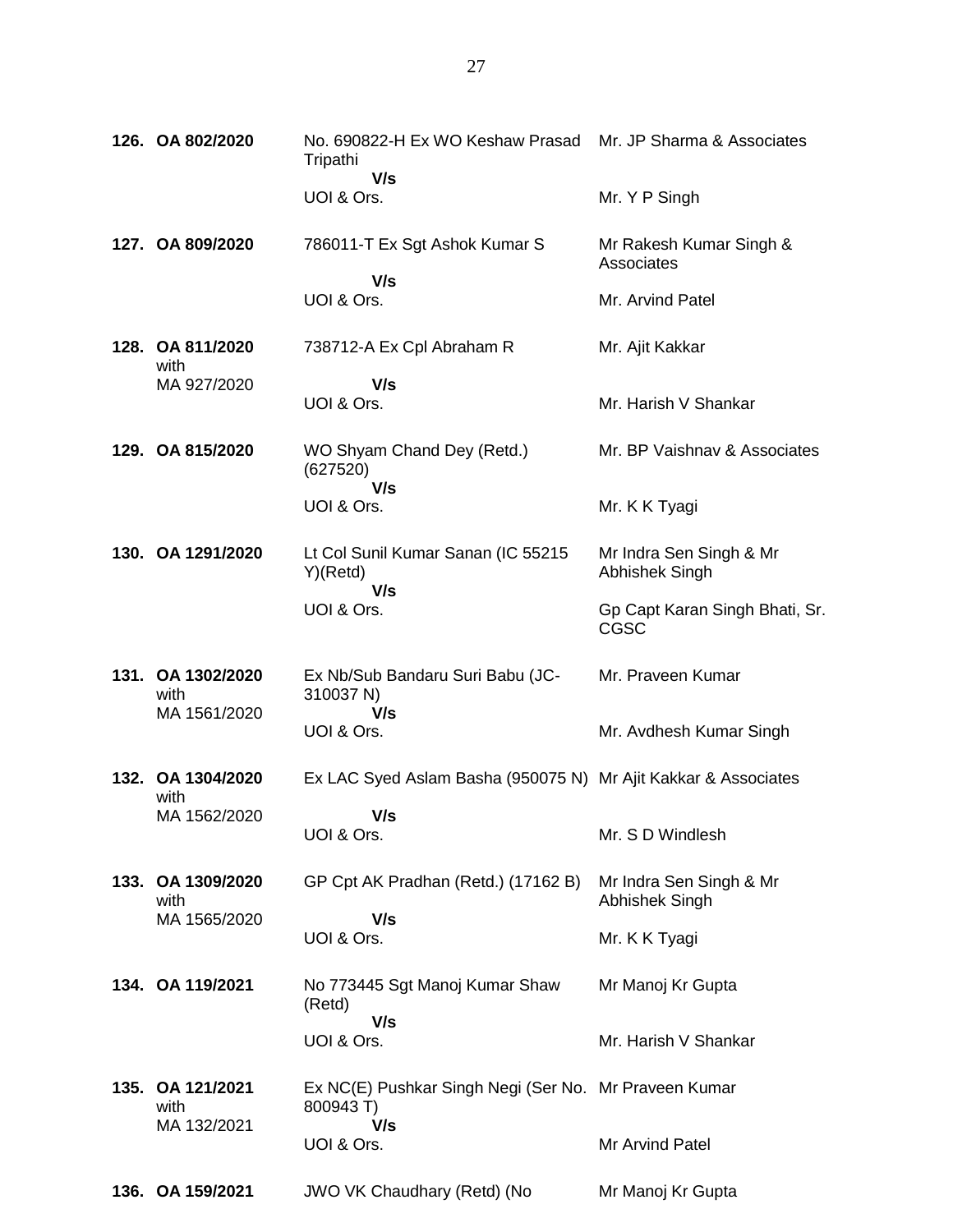| | | | |
|---|---|---|---|
| 126. | OA 802/2020 | No. 690822-H Ex WO Keshaw Prasad Tripathi<br>**V/s**<br>UOI & Ors. | Mr. JP Sharma & Associates<br><br>Mr. Y P Singh |
| 127. | OA 809/2020 | 786011-T Ex Sgt Ashok Kumar S<br>**V/s**<br>UOI & Ors. | Mr Rakesh Kumar Singh & Associates<br><br>Mr. Arvind Patel |
| 128. | OA 811/2020 with MA 927/2020 | 738712-A Ex Cpl Abraham R<br>**V/s**<br>UOI & Ors. | Mr. Ajit Kakkar<br><br>Mr. Harish V Shankar |
| 129. | OA 815/2020 | WO Shyam Chand Dey (Retd.) (627520)<br>**V/s**<br>UOI & Ors. | Mr. BP Vaishnav & Associates<br><br>Mr. K K Tyagi |
| 130. | OA 1291/2020 | Lt Col Sunil Kumar Sanan (IC 55215 Y)(Retd)<br>**V/s**<br>UOI & Ors. | Mr Indra Sen Singh & Mr Abhishek Singh<br><br>Gp Capt Karan Singh Bhati, Sr. CGSC |
| 131. | OA 1302/2020 with MA 1561/2020 | Ex Nb/Sub Bandaru Suri Babu (JC-310037 N)<br>**V/s**<br>UOI & Ors. | Mr. Praveen Kumar<br><br>Mr. Avdhesh Kumar Singh |
| 132. | OA 1304/2020 with MA 1562/2020 | Ex LAC Syed Aslam Basha (950075 N)<br>**V/s**<br>UOI & Ors. | Mr Ajit Kakkar & Associates<br><br>Mr. S D Windlesh |
| 133. | OA 1309/2020 with MA 1565/2020 | GP Cpt AK Pradhan (Retd.) (17162 B)<br>**V/s**<br>UOI & Ors. | Mr Indra Sen Singh & Mr Abhishek Singh<br><br>Mr. K K Tyagi |
| 134. | OA 119/2021 | No 773445 Sgt Manoj Kumar Shaw (Retd)<br>**V/s**<br>UOI & Ors. | Mr Manoj Kr Gupta<br><br>Mr. Harish V Shankar |
| 135. | OA 121/2021 with MA 132/2021 | Ex NC(E) Pushkar Singh Negi (Ser No. 800943 T)<br>**V/s**<br>UOI & Ors. | Mr Praveen Kumar<br><br>Mr Arvind Patel |
| 136. | OA 159/2021 | JWO VK Chaudhary (Retd) (No | Mr Manoj Kr Gupta |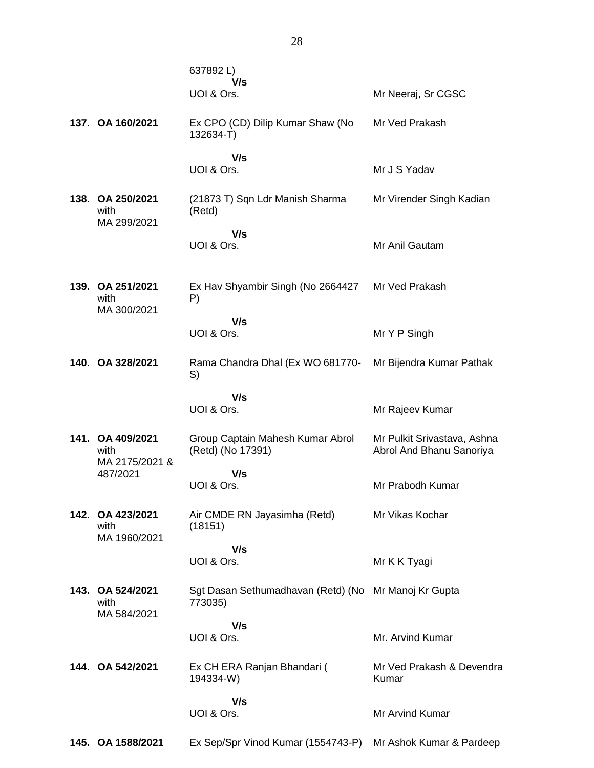| | | | |
|---|---|---|---|
| | | 637892 L)<br>**V/s**<br>UOI & Ors. | Mr Neeraj, Sr CGSC |
| **137.** | **OA 160/2021** | Ex CPO (CD) Dilip Kumar Shaw (No 132634-T)<br>**V/s**<br>UOI & Ors. | Mr Ved Prakash<br><br>Mr J S Yadav |
| **138.** | **OA 250/2021** with MA 299/2021 | (21873 T) Sqn Ldr Manish Sharma (Retd)<br>**V/s**<br>UOI & Ors. | Mr Virender Singh Kadian<br><br>Mr Anil Gautam |
| **139.** | **OA 251/2021** with MA 300/2021 | Ex Hav Shyambir Singh (No 2664427 P)<br>**V/s**<br>UOI & Ors. | Mr Ved Prakash<br><br>Mr Y P Singh |
| **140.** | **OA 328/2021** | Rama Chandra Dhal (Ex WO 681770-S)<br>**V/s**<br>UOI & Ors. | Mr Bijendra Kumar Pathak<br><br>Mr Rajeev Kumar |
| **141.** | **OA 409/2021** with MA 2175/2021 & 487/2021 | Group Captain Mahesh Kumar Abrol (Retd) (No 17391)<br>**V/s**<br>UOI & Ors. | Mr Pulkit Srivastava, Ashna Abrol And Bhanu Sanoriya<br><br>Mr Prabodh Kumar |
| **142.** | **OA 423/2021** with MA 1960/2021 | Air CMDE RN Jayasimha (Retd) (18151)<br>**V/s**<br>UOI & Ors. | Mr Vikas Kochar<br><br>Mr K K Tyagi |
| **143.** | **OA 524/2021** with MA 584/2021 | Sgt Dasan Sethumadhavan (Retd) (No 773035)<br>**V/s**<br>UOI & Ors. | Mr Manoj Kr Gupta<br><br>Mr. Arvind Kumar |
| **144.** | **OA 542/2021** | Ex CH ERA Ranjan Bhandari ( 194334-W)<br>**V/s**<br>UOI & Ors. | Mr Ved Prakash & Devendra Kumar<br><br>Mr Arvind Kumar |
| **145.** | **OA 1588/2021** | Ex Sep/Spr Vinod Kumar (1554743-P) | Mr Ashok Kumar & Pardeep |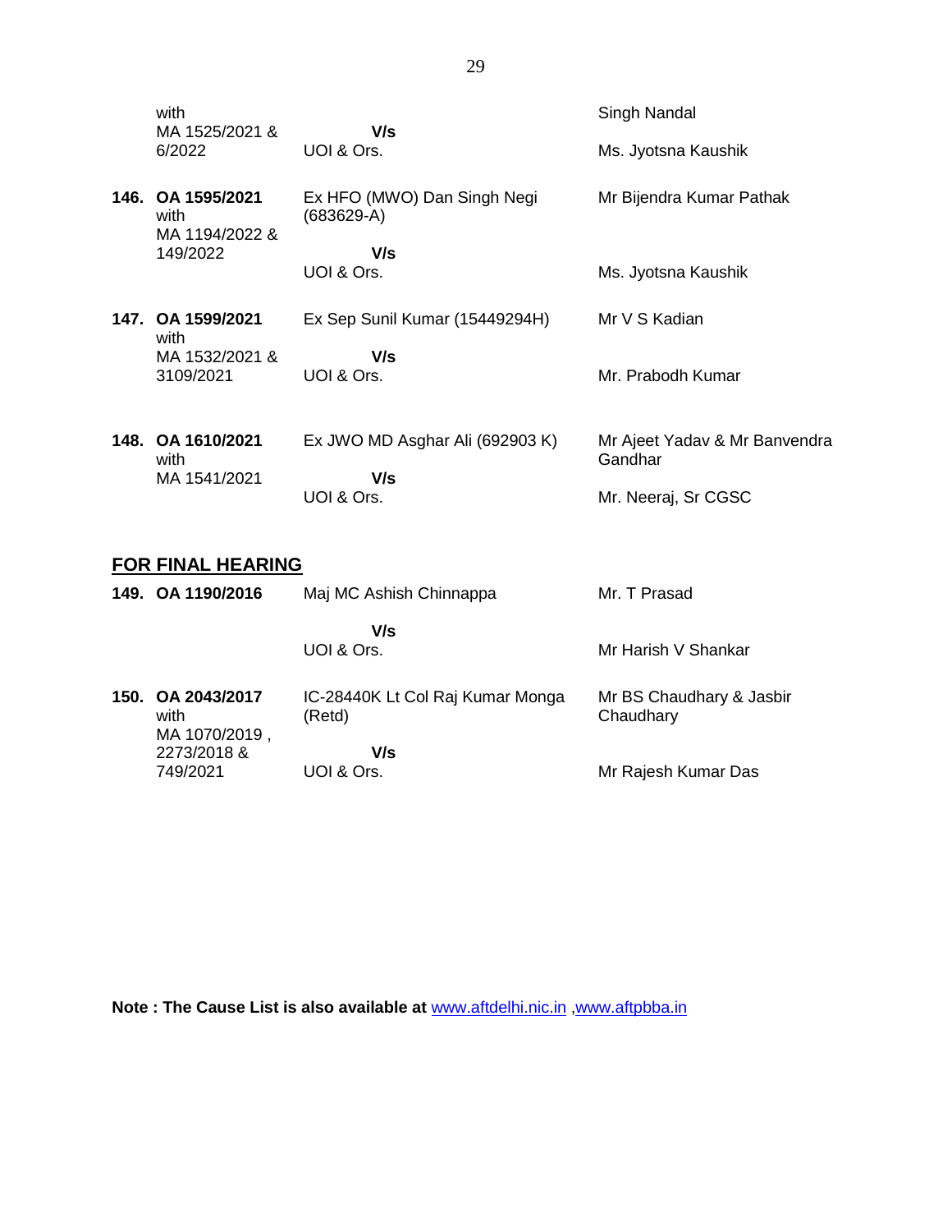| | | | |
|---|---|---|---|
| | with MA 1525/2021 & 6/2022 | V/s UOI & Ors. | Singh Nandal<br>Ms. Jyotsna Kaushik |
| **146.** | **OA 1595/2021** with MA 1194/2022 & 149/2022 | Ex HFO (MWO) Dan Singh Negi (683629-A)<br>**V/s**<br>UOI & Ors. | Mr Bijendra Kumar Pathak<br>Ms. Jyotsna Kaushik |
| **147.** | **OA 1599/2021** with MA 1532/2021 & 3109/2021 | Ex Sep Sunil Kumar (15449294H)<br>**V/s**<br>UOI & Ors. | Mr V S Kadian<br>Mr. Prabodh Kumar |
| **148.** | **OA 1610/2021** with MA 1541/2021 | Ex JWO MD Asghar Ali (692903 K)<br>**V/s**<br>UOI & Ors. | Mr Ajeet Yadav & Mr Banvendra Gandhar<br>Mr. Neeraj, Sr CGSC |

## FOR FINAL HEARING

| | | | |
|---|---|---|---|
| **149.** | **OA 1190/2016** | Maj MC Ashish Chinnappa<br>**V/s**<br>UOI & Ors. | Mr. T Prasad<br>Mr Harish V Shankar |
| **150.** | **OA 2043/2017** with MA 1070/2019 , 2273/2018 & 749/2021 | IC-28440K Lt Col Raj Kumar Monga (Retd)<br>**V/s**<br>UOI & Ors. | Mr BS Chaudhary & Jasbir Chaudhary<br>Mr Rajesh Kumar Das |

**Note : The Cause List is also available at** www.aftdelhi.nic.in ,www.aftpbba.in